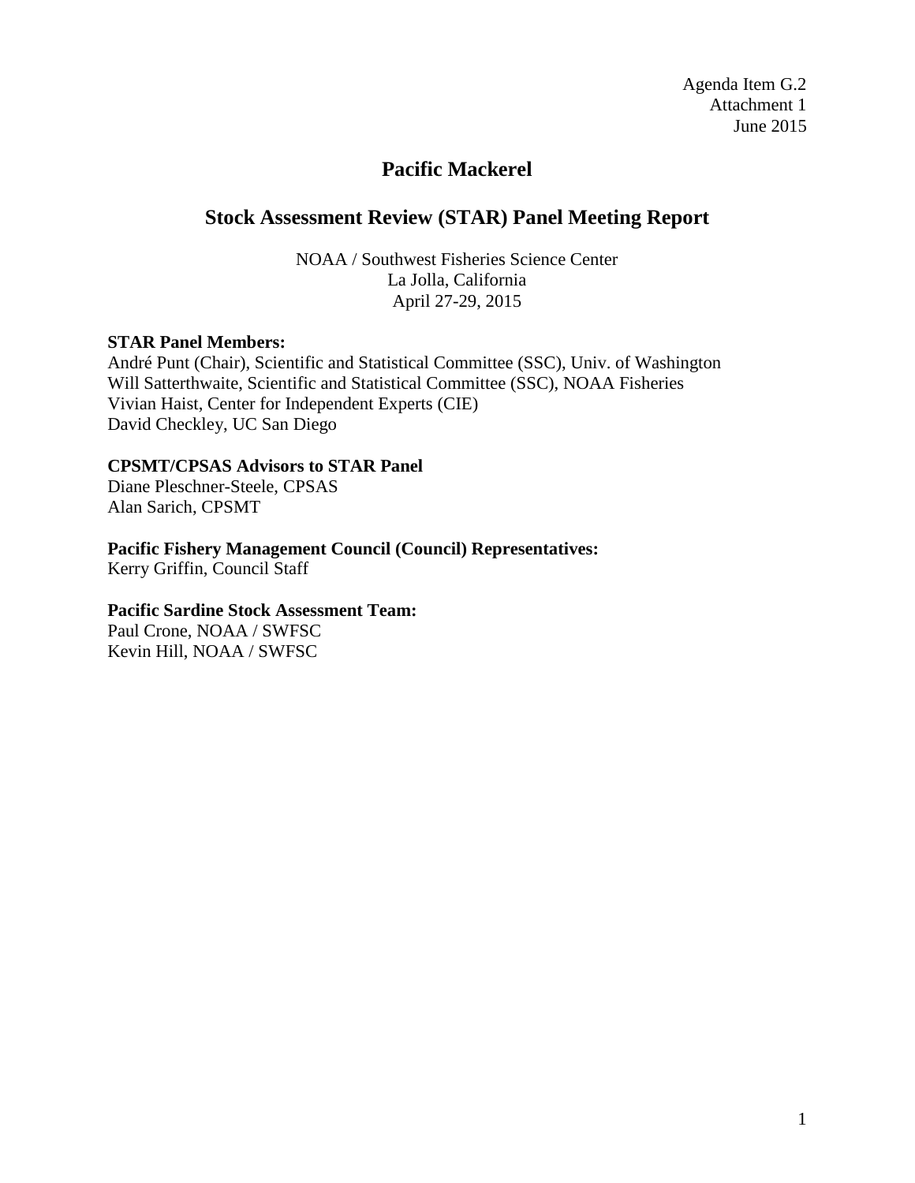Agenda Item G.2
Attachment 1
June 2015

# Pacific Mackerel

## Stock Assessment Review (STAR) Panel Meeting Report

NOAA / Southwest Fisheries Science Center
La Jolla, California
April 27-29, 2015

**STAR Panel Members:**
André Punt (Chair), Scientific and Statistical Committee (SSC), Univ. of Washington
Will Satterthwaite, Scientific and Statistical Committee (SSC), NOAA Fisheries
Vivian Haist, Center for Independent Experts (CIE)
David Checkley, UC San Diego

**CPSMT/CPSAS Advisors to STAR Panel**
Diane Pleschner-Steele, CPSAS
Alan Sarich, CPSMT

**Pacific Fishery Management Council (Council) Representatives:**
Kerry Griffin, Council Staff

**Pacific Sardine Stock Assessment Team:**
Paul Crone, NOAA / SWFSC
Kevin Hill, NOAA / SWFSC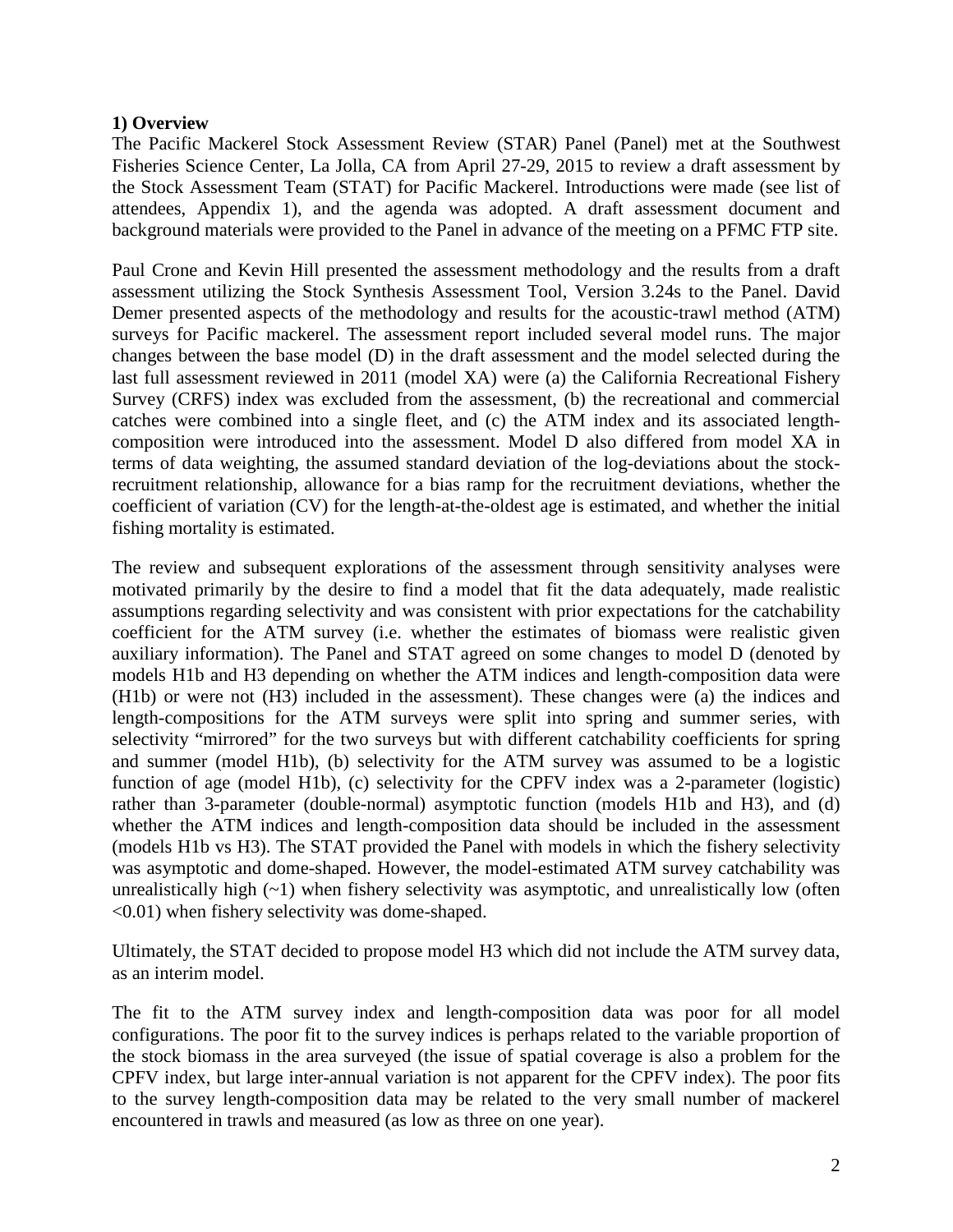**1) Overview**

The Pacific Mackerel Stock Assessment Review (STAR) Panel (Panel) met at the Southwest Fisheries Science Center, La Jolla, CA from April 27-29, 2015 to review a draft assessment by the Stock Assessment Team (STAT) for Pacific Mackerel. Introductions were made (see list of attendees, Appendix 1), and the agenda was adopted. A draft assessment document and background materials were provided to the Panel in advance of the meeting on a PFMC FTP site.

Paul Crone and Kevin Hill presented the assessment methodology and the results from a draft assessment utilizing the Stock Synthesis Assessment Tool, Version 3.24s to the Panel. David Demer presented aspects of the methodology and results for the acoustic-trawl method (ATM) surveys for Pacific mackerel. The assessment report included several model runs. The major changes between the base model (D) in the draft assessment and the model selected during the last full assessment reviewed in 2011 (model XA) were (a) the California Recreational Fishery Survey (CRFS) index was excluded from the assessment, (b) the recreational and commercial catches were combined into a single fleet, and (c) the ATM index and its associated length-composition were introduced into the assessment. Model D also differed from model XA in terms of data weighting, the assumed standard deviation of the log-deviations about the stock-recruitment relationship, allowance for a bias ramp for the recruitment deviations, whether the coefficient of variation (CV) for the length-at-the-oldest age is estimated, and whether the initial fishing mortality is estimated.

The review and subsequent explorations of the assessment through sensitivity analyses were motivated primarily by the desire to find a model that fit the data adequately, made realistic assumptions regarding selectivity and was consistent with prior expectations for the catchability coefficient for the ATM survey (i.e. whether the estimates of biomass were realistic given auxiliary information). The Panel and STAT agreed on some changes to model D (denoted by models H1b and H3 depending on whether the ATM indices and length-composition data were (H1b) or were not (H3) included in the assessment). These changes were (a) the indices and length-compositions for the ATM surveys were split into spring and summer series, with selectivity "mirrored" for the two surveys but with different catchability coefficients for spring and summer (model H1b), (b) selectivity for the ATM survey was assumed to be a logistic function of age (model H1b), (c) selectivity for the CPFV index was a 2-parameter (logistic) rather than 3-parameter (double-normal) asymptotic function (models H1b and H3), and (d) whether the ATM indices and length-composition data should be included in the assessment (models H1b vs H3). The STAT provided the Panel with models in which the fishery selectivity was asymptotic and dome-shaped. However, the model-estimated ATM survey catchability was unrealistically high (~1) when fishery selectivity was asymptotic, and unrealistically low (often <0.01) when fishery selectivity was dome-shaped.

Ultimately, the STAT decided to propose model H3 which did not include the ATM survey data, as an interim model.

The fit to the ATM survey index and length-composition data was poor for all model configurations. The poor fit to the survey indices is perhaps related to the variable proportion of the stock biomass in the area surveyed (the issue of spatial coverage is also a problem for the CPFV index, but large inter-annual variation is not apparent for the CPFV index). The poor fits to the survey length-composition data may be related to the very small number of mackerel encountered in trawls and measured (as low as three on one year).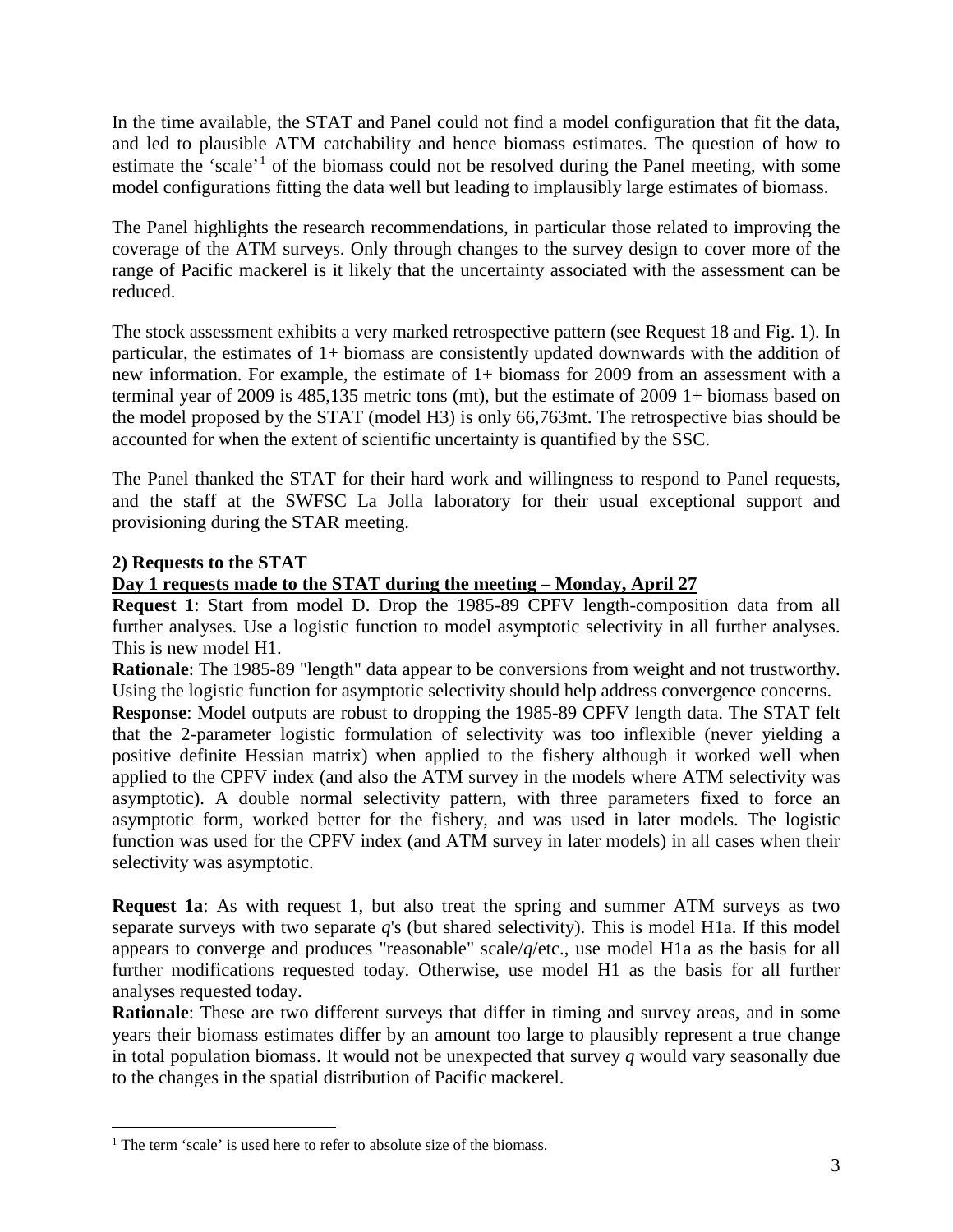In the time available, the STAT and Panel could not find a model configuration that fit the data, and led to plausible ATM catchability and hence biomass estimates. The question of how to estimate the 'scale'[1] of the biomass could not be resolved during the Panel meeting, with some model configurations fitting the data well but leading to implausibly large estimates of biomass.

The Panel highlights the research recommendations, in particular those related to improving the coverage of the ATM surveys. Only through changes to the survey design to cover more of the range of Pacific mackerel is it likely that the uncertainty associated with the assessment can be reduced.

The stock assessment exhibits a very marked retrospective pattern (see Request 18 and Fig. 1). In particular, the estimates of 1+ biomass are consistently updated downwards with the addition of new information. For example, the estimate of 1+ biomass for 2009 from an assessment with a terminal year of 2009 is 485,135 metric tons (mt), but the estimate of 2009 1+ biomass based on the model proposed by the STAT (model H3) is only 66,763mt. The retrospective bias should be accounted for when the extent of scientific uncertainty is quantified by the SSC.

The Panel thanked the STAT for their hard work and willingness to respond to Panel requests, and the staff at the SWFSC La Jolla laboratory for their usual exceptional support and provisioning during the STAR meeting.

## 2) Requests to the STAT

### Day 1 requests made to the STAT during the meeting – Monday, April 27

**Request 1**: Start from model D. Drop the 1985-89 CPFV length-composition data from all further analyses. Use a logistic function to model asymptotic selectivity in all further analyses. This is new model H1.

**Rationale**: The 1985-89 "length" data appear to be conversions from weight and not trustworthy. Using the logistic function for asymptotic selectivity should help address convergence concerns.

**Response**: Model outputs are robust to dropping the 1985-89 CPFV length data. The STAT felt that the 2-parameter logistic formulation of selectivity was too inflexible (never yielding a positive definite Hessian matrix) when applied to the fishery although it worked well when applied to the CPFV index (and also the ATM survey in the models where ATM selectivity was asymptotic). A double normal selectivity pattern, with three parameters fixed to force an asymptotic form, worked better for the fishery, and was used in later models. The logistic function was used for the CPFV index (and ATM survey in later models) in all cases when their selectivity was asymptotic.

**Request 1a**: As with request 1, but also treat the spring and summer ATM surveys as two separate surveys with two separate *q*'s (but shared selectivity). This is model H1a. If this model appears to converge and produces "reasonable" scale/*q*/etc., use model H1a as the basis for all further modifications requested today. Otherwise, use model H1 as the basis for all further analyses requested today.

**Rationale**: These are two different surveys that differ in timing and survey areas, and in some years their biomass estimates differ by an amount too large to plausibly represent a true change in total population biomass. It would not be unexpected that survey *q* would vary seasonally due to the changes in the spatial distribution of Pacific mackerel.

[1] The term 'scale' is used here to refer to absolute size of the biomass.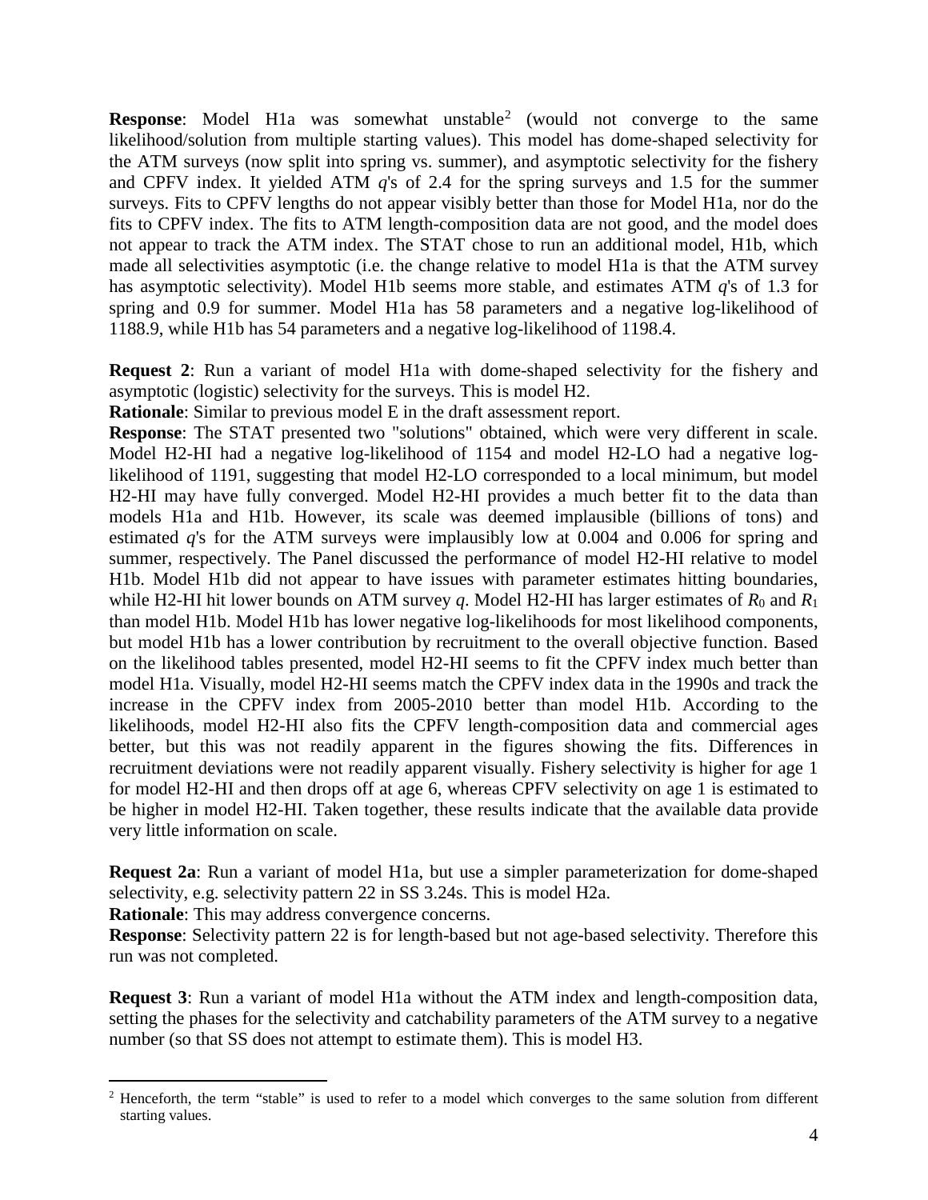**Response**: Model H1a was somewhat unstable[2] (would not converge to the same likelihood/solution from multiple starting values). This model has dome-shaped selectivity for the ATM surveys (now split into spring vs. summer), and asymptotic selectivity for the fishery and CPFV index. It yielded ATM *q*'s of 2.4 for the spring surveys and 1.5 for the summer surveys. Fits to CPFV lengths do not appear visibly better than those for Model H1a, nor do the fits to CPFV index. The fits to ATM length-composition data are not good, and the model does not appear to track the ATM index. The STAT chose to run an additional model, H1b, which made all selectivities asymptotic (i.e. the change relative to model H1a is that the ATM survey has asymptotic selectivity). Model H1b seems more stable, and estimates ATM *q*'s of 1.3 for spring and 0.9 for summer. Model H1a has 58 parameters and a negative log-likelihood of 1188.9, while H1b has 54 parameters and a negative log-likelihood of 1198.4.

**Request 2**: Run a variant of model H1a with dome-shaped selectivity for the fishery and asymptotic (logistic) selectivity for the surveys. This is model H2.

**Rationale**: Similar to previous model E in the draft assessment report.

**Response**: The STAT presented two "solutions" obtained, which were very different in scale. Model H2-HI had a negative log-likelihood of 1154 and model H2-LO had a negative log-likelihood of 1191, suggesting that model H2-LO corresponded to a local minimum, but model H2-HI may have fully converged. Model H2-HI provides a much better fit to the data than models H1a and H1b. However, its scale was deemed implausible (billions of tons) and estimated *q*'s for the ATM surveys were implausibly low at 0.004 and 0.006 for spring and summer, respectively. The Panel discussed the performance of model H2-HI relative to model H1b. Model H1b did not appear to have issues with parameter estimates hitting boundaries, while H2-HI hit lower bounds on ATM survey *q*. Model H2-HI has larger estimates of $R_0$ and $R_1$ than model H1b. Model H1b has lower negative log-likelihoods for most likelihood components, but model H1b has a lower contribution by recruitment to the overall objective function. Based on the likelihood tables presented, model H2-HI seems to fit the CPFV index much better than model H1a. Visually, model H2-HI seems match the CPFV index data in the 1990s and track the increase in the CPFV index from 2005-2010 better than model H1b. According to the likelihoods, model H2-HI also fits the CPFV length-composition data and commercial ages better, but this was not readily apparent in the figures showing the fits. Differences in recruitment deviations were not readily apparent visually. Fishery selectivity is higher for age 1 for model H2-HI and then drops off at age 6, whereas CPFV selectivity on age 1 is estimated to be higher in model H2-HI. Taken together, these results indicate that the available data provide very little information on scale.

**Request 2a**: Run a variant of model H1a, but use a simpler parameterization for dome-shaped selectivity, e.g. selectivity pattern 22 in SS 3.24s. This is model H2a.

**Rationale**: This may address convergence concerns.

**Response**: Selectivity pattern 22 is for length-based but not age-based selectivity. Therefore this run was not completed.

**Request 3**: Run a variant of model H1a without the ATM index and length-composition data, setting the phases for the selectivity and catchability parameters of the ATM survey to a negative number (so that SS does not attempt to estimate them). This is model H3.

[2] Henceforth, the term "stable" is used to refer to a model which converges to the same solution from different starting values.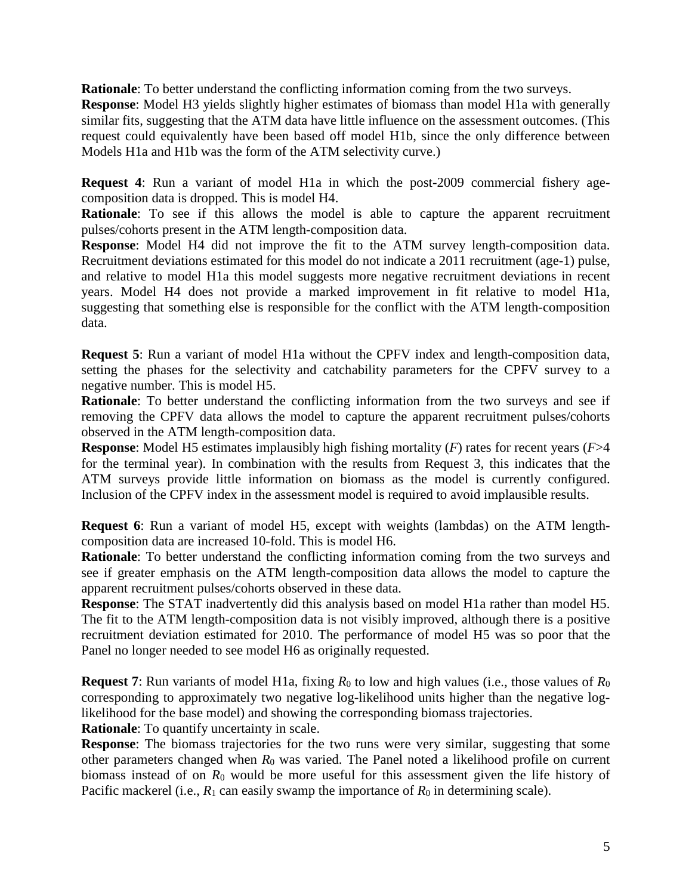**Rationale**: To better understand the conflicting information coming from the two surveys.
**Response**: Model H3 yields slightly higher estimates of biomass than model H1a with generally similar fits, suggesting that the ATM data have little influence on the assessment outcomes. (This request could equivalently have been based off model H1b, since the only difference between Models H1a and H1b was the form of the ATM selectivity curve.)

**Request 4**: Run a variant of model H1a in which the post-2009 commercial fishery age-composition data is dropped. This is model H4.
**Rationale**: To see if this allows the model is able to capture the apparent recruitment pulses/cohorts present in the ATM length-composition data.
**Response**: Model H4 did not improve the fit to the ATM survey length-composition data. Recruitment deviations estimated for this model do not indicate a 2011 recruitment (age-1) pulse, and relative to model H1a this model suggests more negative recruitment deviations in recent years. Model H4 does not provide a marked improvement in fit relative to model H1a, suggesting that something else is responsible for the conflict with the ATM length-composition data.

**Request 5**: Run a variant of model H1a without the CPFV index and length-composition data, setting the phases for the selectivity and catchability parameters for the CPFV survey to a negative number. This is model H5.
**Rationale**: To better understand the conflicting information from the two surveys and see if removing the CPFV data allows the model to capture the apparent recruitment pulses/cohorts observed in the ATM length-composition data.
**Response**: Model H5 estimates implausibly high fishing mortality ($F$) rates for recent years ($F>4$ for the terminal year). In combination with the results from Request 3, this indicates that the ATM surveys provide little information on biomass as the model is currently configured. Inclusion of the CPFV index in the assessment model is required to avoid implausible results.

**Request 6**: Run a variant of model H5, except with weights (lambdas) on the ATM length-composition data are increased 10-fold. This is model H6.
**Rationale**: To better understand the conflicting information coming from the two surveys and see if greater emphasis on the ATM length-composition data allows the model to capture the apparent recruitment pulses/cohorts observed in these data.
**Response**: The STAT inadvertently did this analysis based on model H1a rather than model H5. The fit to the ATM length-composition data is not visibly improved, although there is a positive recruitment deviation estimated for 2010. The performance of model H5 was so poor that the Panel no longer needed to see model H6 as originally requested.

**Request 7**: Run variants of model H1a, fixing $R_0$ to low and high values (i.e., those values of $R_0$ corresponding to approximately two negative log-likelihood units higher than the negative log-likelihood for the base model) and showing the corresponding biomass trajectories.
**Rationale**: To quantify uncertainty in scale.
**Response**: The biomass trajectories for the two runs were very similar, suggesting that some other parameters changed when $R_0$ was varied. The Panel noted a likelihood profile on current biomass instead of on $R_0$ would be more useful for this assessment given the life history of Pacific mackerel (i.e., $R_1$ can easily swamp the importance of $R_0$ in determining scale).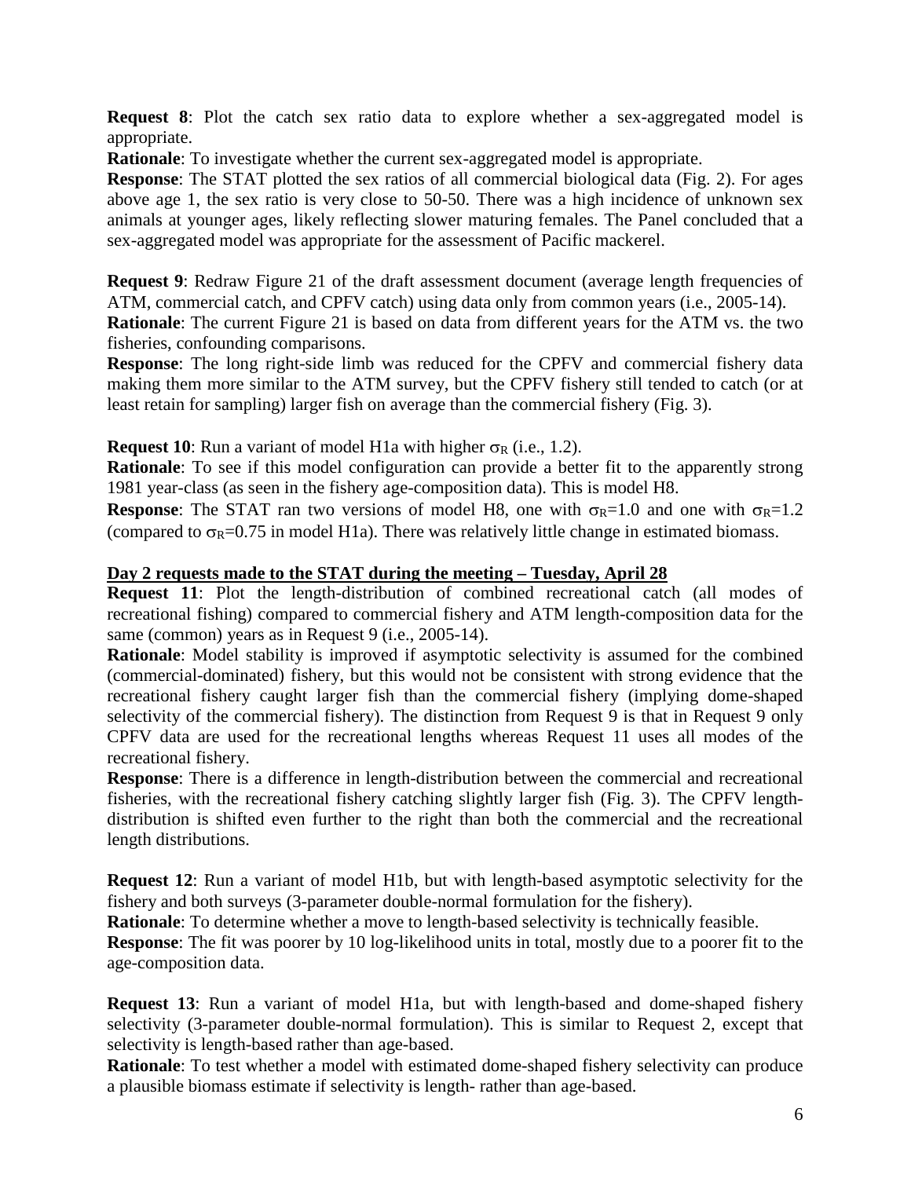**Request 8**: Plot the catch sex ratio data to explore whether a sex-aggregated model is appropriate.

**Rationale**: To investigate whether the current sex-aggregated model is appropriate.

**Response**: The STAT plotted the sex ratios of all commercial biological data (Fig. 2). For ages above age 1, the sex ratio is very close to 50-50. There was a high incidence of unknown sex animals at younger ages, likely reflecting slower maturing females. The Panel concluded that a sex-aggregated model was appropriate for the assessment of Pacific mackerel.

**Request 9**: Redraw Figure 21 of the draft assessment document (average length frequencies of ATM, commercial catch, and CPFV catch) using data only from common years (i.e., 2005-14).

**Rationale**: The current Figure 21 is based on data from different years for the ATM vs. the two fisheries, confounding comparisons.

**Response**: The long right-side limb was reduced for the CPFV and commercial fishery data making them more similar to the ATM survey, but the CPFV fishery still tended to catch (or at least retain for sampling) larger fish on average than the commercial fishery (Fig. 3).

**Request 10**: Run a variant of model H1a with higher $\sigma_R$ (i.e., 1.2).

**Rationale**: To see if this model configuration can provide a better fit to the apparently strong 1981 year-class (as seen in the fishery age-composition data). This is model H8.

**Response**: The STAT ran two versions of model H8, one with $\sigma_R$=1.0 and one with $\sigma_R$=1.2 (compared to $\sigma_R$=0.75 in model H1a). There was relatively little change in estimated biomass.

**<u>Day 2 requests made to the STAT during the meeting – Tuesday, April 28</u>**

**Request 11**: Plot the length-distribution of combined recreational catch (all modes of recreational fishing) compared to commercial fishery and ATM length-composition data for the same (common) years as in Request 9 (i.e., 2005-14).

**Rationale**: Model stability is improved if asymptotic selectivity is assumed for the combined (commercial-dominated) fishery, but this would not be consistent with strong evidence that the recreational fishery caught larger fish than the commercial fishery (implying dome-shaped selectivity of the commercial fishery). The distinction from Request 9 is that in Request 9 only CPFV data are used for the recreational lengths whereas Request 11 uses all modes of the recreational fishery.

**Response**: There is a difference in length-distribution between the commercial and recreational fisheries, with the recreational fishery catching slightly larger fish (Fig. 3). The CPFV length-distribution is shifted even further to the right than both the commercial and the recreational length distributions.

**Request 12**: Run a variant of model H1b, but with length-based asymptotic selectivity for the fishery and both surveys (3-parameter double-normal formulation for the fishery).

**Rationale**: To determine whether a move to length-based selectivity is technically feasible.

**Response**: The fit was poorer by 10 log-likelihood units in total, mostly due to a poorer fit to the age-composition data.

**Request 13**: Run a variant of model H1a, but with length-based and dome-shaped fishery selectivity (3-parameter double-normal formulation). This is similar to Request 2, except that selectivity is length-based rather than age-based.

**Rationale**: To test whether a model with estimated dome-shaped fishery selectivity can produce a plausible biomass estimate if selectivity is length- rather than age-based.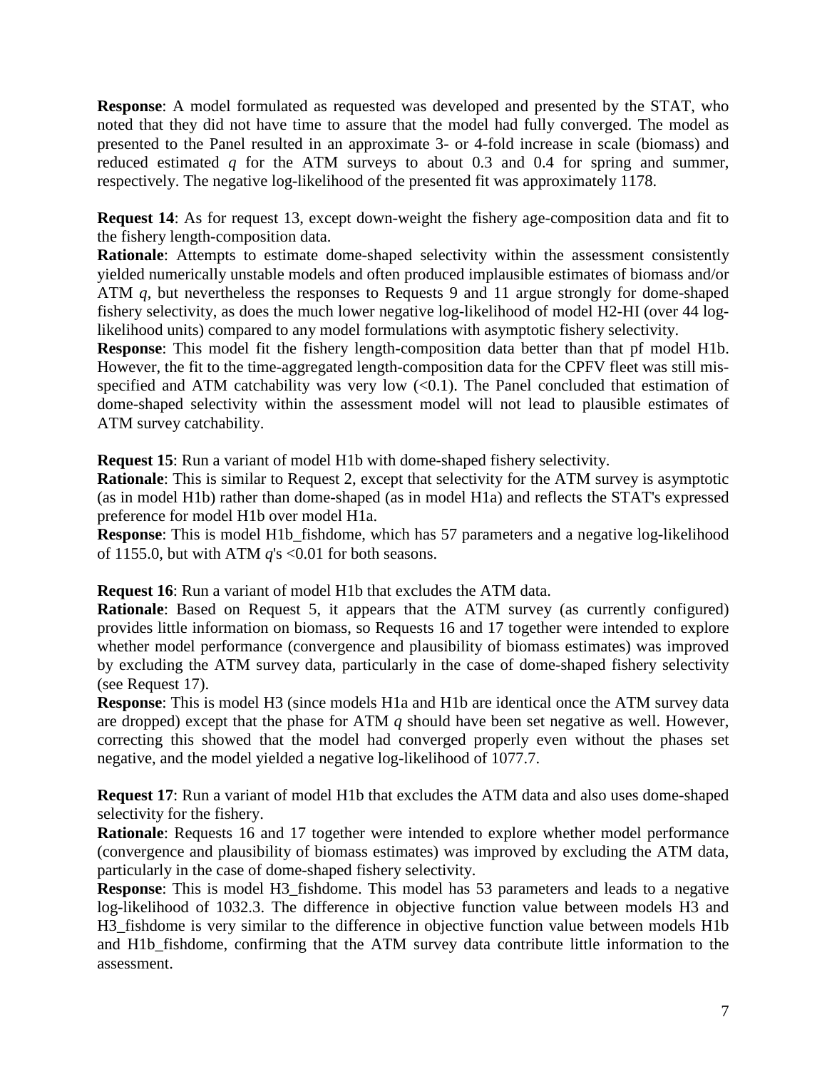**Response**: A model formulated as requested was developed and presented by the STAT, who noted that they did not have time to assure that the model had fully converged. The model as presented to the Panel resulted in an approximate 3- or 4-fold increase in scale (biomass) and reduced estimated $q$ for the ATM surveys to about 0.3 and 0.4 for spring and summer, respectively. The negative log-likelihood of the presented fit was approximately 1178.

**Request 14**: As for request 13, except down-weight the fishery age-composition data and fit to the fishery length-composition data.
**Rationale**: Attempts to estimate dome-shaped selectivity within the assessment consistently yielded numerically unstable models and often produced implausible estimates of biomass and/or ATM $q$, but nevertheless the responses to Requests 9 and 11 argue strongly for dome-shaped fishery selectivity, as does the much lower negative log-likelihood of model H2-HI (over 44 log-likelihood units) compared to any model formulations with asymptotic fishery selectivity.
**Response**: This model fit the fishery length-composition data better than that pf model H1b. However, the fit to the time-aggregated length-composition data for the CPFV fleet was still mis-specified and ATM catchability was very low (<0.1). The Panel concluded that estimation of dome-shaped selectivity within the assessment model will not lead to plausible estimates of ATM survey catchability.

**Request 15**: Run a variant of model H1b with dome-shaped fishery selectivity.
**Rationale**: This is similar to Request 2, except that selectivity for the ATM survey is asymptotic (as in model H1b) rather than dome-shaped (as in model H1a) and reflects the STAT's expressed preference for model H1b over model H1a.
**Response**: This is model H1b_fishdome, which has 57 parameters and a negative log-likelihood of 1155.0, but with ATM $q$'s <0.01 for both seasons.

**Request 16**: Run a variant of model H1b that excludes the ATM data.
**Rationale**: Based on Request 5, it appears that the ATM survey (as currently configured) provides little information on biomass, so Requests 16 and 17 together were intended to explore whether model performance (convergence and plausibility of biomass estimates) was improved by excluding the ATM survey data, particularly in the case of dome-shaped fishery selectivity (see Request 17).
**Response**: This is model H3 (since models H1a and H1b are identical once the ATM survey data are dropped) except that the phase for ATM $q$ should have been set negative as well. However, correcting this showed that the model had converged properly even without the phases set negative, and the model yielded a negative log-likelihood of 1077.7.

**Request 17**: Run a variant of model H1b that excludes the ATM data and also uses dome-shaped selectivity for the fishery.
**Rationale**: Requests 16 and 17 together were intended to explore whether model performance (convergence and plausibility of biomass estimates) was improved by excluding the ATM data, particularly in the case of dome-shaped fishery selectivity.
**Response**: This is model H3_fishdome. This model has 53 parameters and leads to a negative log-likelihood of 1032.3. The difference in objective function value between models H3 and H3_fishdome is very similar to the difference in objective function value between models H1b and H1b_fishdome, confirming that the ATM survey data contribute little information to the assessment.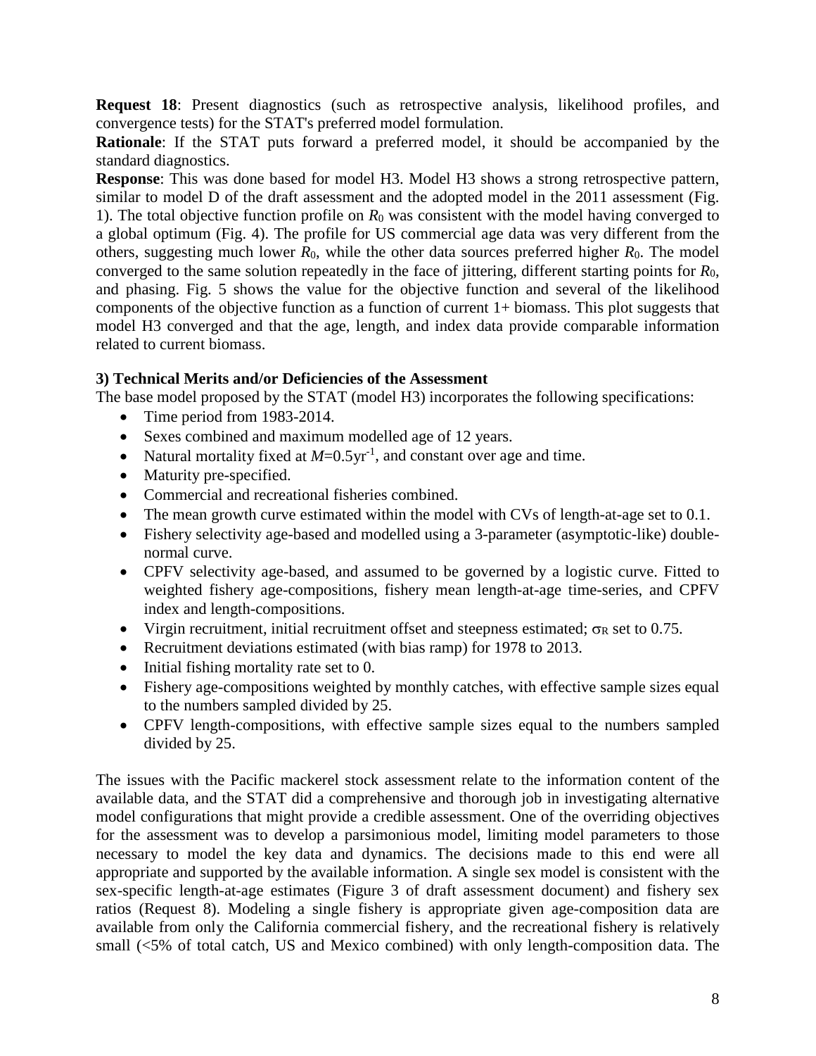**Request 18**: Present diagnostics (such as retrospective analysis, likelihood profiles, and convergence tests) for the STAT's preferred model formulation.

**Rationale**: If the STAT puts forward a preferred model, it should be accompanied by the standard diagnostics.

**Response**: This was done based for model H3. Model H3 shows a strong retrospective pattern, similar to model D of the draft assessment and the adopted model in the 2011 assessment (Fig. 1). The total objective function profile on $R_0$ was consistent with the model having converged to a global optimum (Fig. 4). The profile for US commercial age data was very different from the others, suggesting much lower $R_0$, while the other data sources preferred higher $R_0$. The model converged to the same solution repeatedly in the face of jittering, different starting points for $R_0$, and phasing. Fig. 5 shows the value for the objective function and several of the likelihood components of the objective function as a function of current 1+ biomass. This plot suggests that model H3 converged and that the age, length, and index data provide comparable information related to current biomass.

**3) Technical Merits and/or Deficiencies of the Assessment**

The base model proposed by the STAT (model H3) incorporates the following specifications:

- Time period from 1983-2014.
- Sexes combined and maximum modelled age of 12 years.
- Natural mortality fixed at $M$=0.5yr$^{-1}$, and constant over age and time.
- Maturity pre-specified.
- Commercial and recreational fisheries combined.
- The mean growth curve estimated within the model with CVs of length-at-age set to 0.1.
- Fishery selectivity age-based and modelled using a 3-parameter (asymptotic-like) double-normal curve.
- CPFV selectivity age-based, and assumed to be governed by a logistic curve. Fitted to weighted fishery age-compositions, fishery mean length-at-age time-series, and CPFV index and length-compositions.
- Virgin recruitment, initial recruitment offset and steepness estimated; $\sigma_R$ set to 0.75.
- Recruitment deviations estimated (with bias ramp) for 1978 to 2013.
- Initial fishing mortality rate set to 0.
- Fishery age-compositions weighted by monthly catches, with effective sample sizes equal to the numbers sampled divided by 25.
- CPFV length-compositions, with effective sample sizes equal to the numbers sampled divided by 25.

The issues with the Pacific mackerel stock assessment relate to the information content of the available data, and the STAT did a comprehensive and thorough job in investigating alternative model configurations that might provide a credible assessment. One of the overriding objectives for the assessment was to develop a parsimonious model, limiting model parameters to those necessary to model the key data and dynamics. The decisions made to this end were all appropriate and supported by the available information. A single sex model is consistent with the sex-specific length-at-age estimates (Figure 3 of draft assessment document) and fishery sex ratios (Request 8). Modeling a single fishery is appropriate given age-composition data are available from only the California commercial fishery, and the recreational fishery is relatively small (<5% of total catch, US and Mexico combined) with only length-composition data. The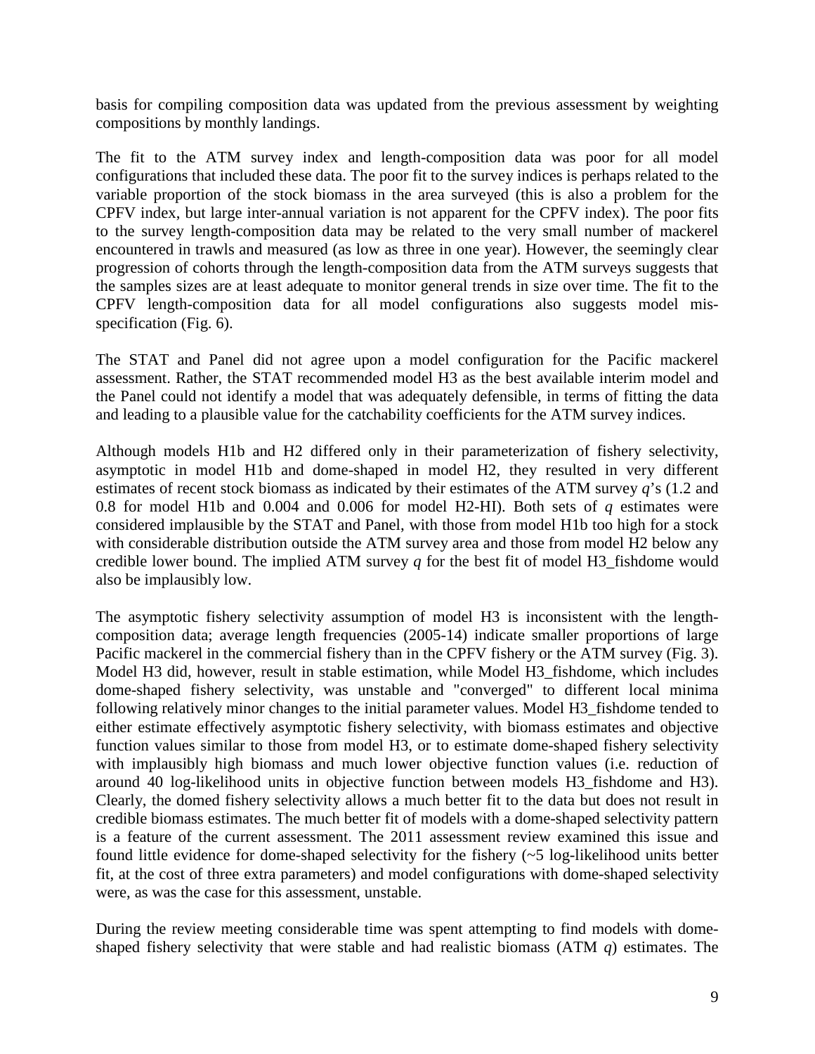basis for compiling composition data was updated from the previous assessment by weighting compositions by monthly landings.

The fit to the ATM survey index and length-composition data was poor for all model configurations that included these data. The poor fit to the survey indices is perhaps related to the variable proportion of the stock biomass in the area surveyed (this is also a problem for the CPFV index, but large inter-annual variation is not apparent for the CPFV index). The poor fits to the survey length-composition data may be related to the very small number of mackerel encountered in trawls and measured (as low as three in one year). However, the seemingly clear progression of cohorts through the length-composition data from the ATM surveys suggests that the samples sizes are at least adequate to monitor general trends in size over time. The fit to the CPFV length-composition data for all model configurations also suggests model mis-specification (Fig. 6).

The STAT and Panel did not agree upon a model configuration for the Pacific mackerel assessment. Rather, the STAT recommended model H3 as the best available interim model and the Panel could not identify a model that was adequately defensible, in terms of fitting the data and leading to a plausible value for the catchability coefficients for the ATM survey indices.

Although models H1b and H2 differed only in their parameterization of fishery selectivity, asymptotic in model H1b and dome-shaped in model H2, they resulted in very different estimates of recent stock biomass as indicated by their estimates of the ATM survey *q*'s (1.2 and 0.8 for model H1b and 0.004 and 0.006 for model H2-HI). Both sets of *q* estimates were considered implausible by the STAT and Panel, with those from model H1b too high for a stock with considerable distribution outside the ATM survey area and those from model H2 below any credible lower bound. The implied ATM survey *q* for the best fit of model H3_fishdome would also be implausibly low.

The asymptotic fishery selectivity assumption of model H3 is inconsistent with the length-composition data; average length frequencies (2005-14) indicate smaller proportions of large Pacific mackerel in the commercial fishery than in the CPFV fishery or the ATM survey (Fig. 3). Model H3 did, however, result in stable estimation, while Model H3_fishdome, which includes dome-shaped fishery selectivity, was unstable and "converged" to different local minima following relatively minor changes to the initial parameter values. Model H3_fishdome tended to either estimate effectively asymptotic fishery selectivity, with biomass estimates and objective function values similar to those from model H3, or to estimate dome-shaped fishery selectivity with implausibly high biomass and much lower objective function values (i.e. reduction of around 40 log-likelihood units in objective function between models H3_fishdome and H3). Clearly, the domed fishery selectivity allows a much better fit to the data but does not result in credible biomass estimates. The much better fit of models with a dome-shaped selectivity pattern is a feature of the current assessment. The 2011 assessment review examined this issue and found little evidence for dome-shaped selectivity for the fishery (~5 log-likelihood units better fit, at the cost of three extra parameters) and model configurations with dome-shaped selectivity were, as was the case for this assessment, unstable.

During the review meeting considerable time was spent attempting to find models with dome-shaped fishery selectivity that were stable and had realistic biomass (ATM *q*) estimates. The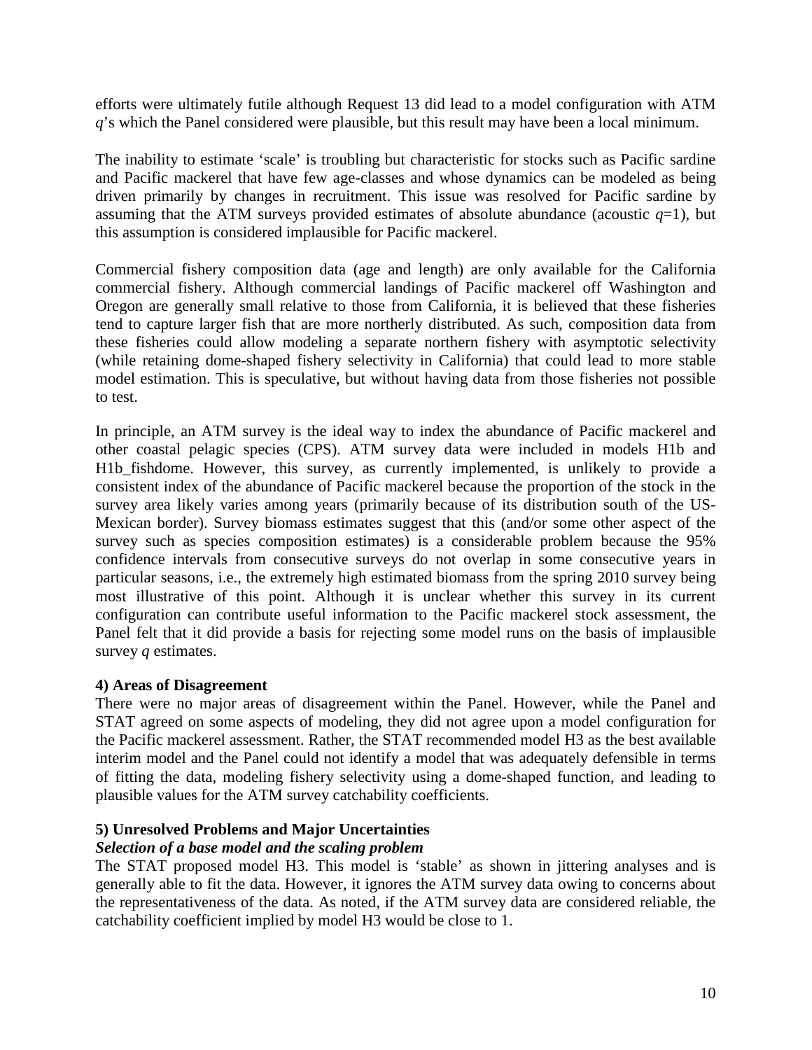efforts were ultimately futile although Request 13 did lead to a model configuration with ATM *q*'s which the Panel considered were plausible, but this result may have been a local minimum.

The inability to estimate 'scale' is troubling but characteristic for stocks such as Pacific sardine and Pacific mackerel that have few age-classes and whose dynamics can be modeled as being driven primarily by changes in recruitment. This issue was resolved for Pacific sardine by assuming that the ATM surveys provided estimates of absolute abundance (acoustic $q=1$), but this assumption is considered implausible for Pacific mackerel.

Commercial fishery composition data (age and length) are only available for the California commercial fishery. Although commercial landings of Pacific mackerel off Washington and Oregon are generally small relative to those from California, it is believed that these fisheries tend to capture larger fish that are more northerly distributed. As such, composition data from these fisheries could allow modeling a separate northern fishery with asymptotic selectivity (while retaining dome-shaped fishery selectivity in California) that could lead to more stable model estimation. This is speculative, but without having data from those fisheries not possible to test.

In principle, an ATM survey is the ideal way to index the abundance of Pacific mackerel and other coastal pelagic species (CPS). ATM survey data were included in models H1b and H1b_fishdome. However, this survey, as currently implemented, is unlikely to provide a consistent index of the abundance of Pacific mackerel because the proportion of the stock in the survey area likely varies among years (primarily because of its distribution south of the US-Mexican border). Survey biomass estimates suggest that this (and/or some other aspect of the survey such as species composition estimates) is a considerable problem because the 95% confidence intervals from consecutive surveys do not overlap in some consecutive years in particular seasons, i.e., the extremely high estimated biomass from the spring 2010 survey being most illustrative of this point. Although it is unclear whether this survey in its current configuration can contribute useful information to the Pacific mackerel stock assessment, the Panel felt that it did provide a basis for rejecting some model runs on the basis of implausible survey *q* estimates.

**4) Areas of Disagreement**

There were no major areas of disagreement within the Panel. However, while the Panel and STAT agreed on some aspects of modeling, they did not agree upon a model configuration for the Pacific mackerel assessment. Rather, the STAT recommended model H3 as the best available interim model and the Panel could not identify a model that was adequately defensible in terms of fitting the data, modeling fishery selectivity using a dome-shaped function, and leading to plausible values for the ATM survey catchability coefficients.

**5) Unresolved Problems and Major Uncertainties**

***Selection of a base model and the scaling problem***

The STAT proposed model H3. This model is 'stable' as shown in jittering analyses and is generally able to fit the data. However, it ignores the ATM survey data owing to concerns about the representativeness of the data. As noted, if the ATM survey data are considered reliable, the catchability coefficient implied by model H3 would be close to 1.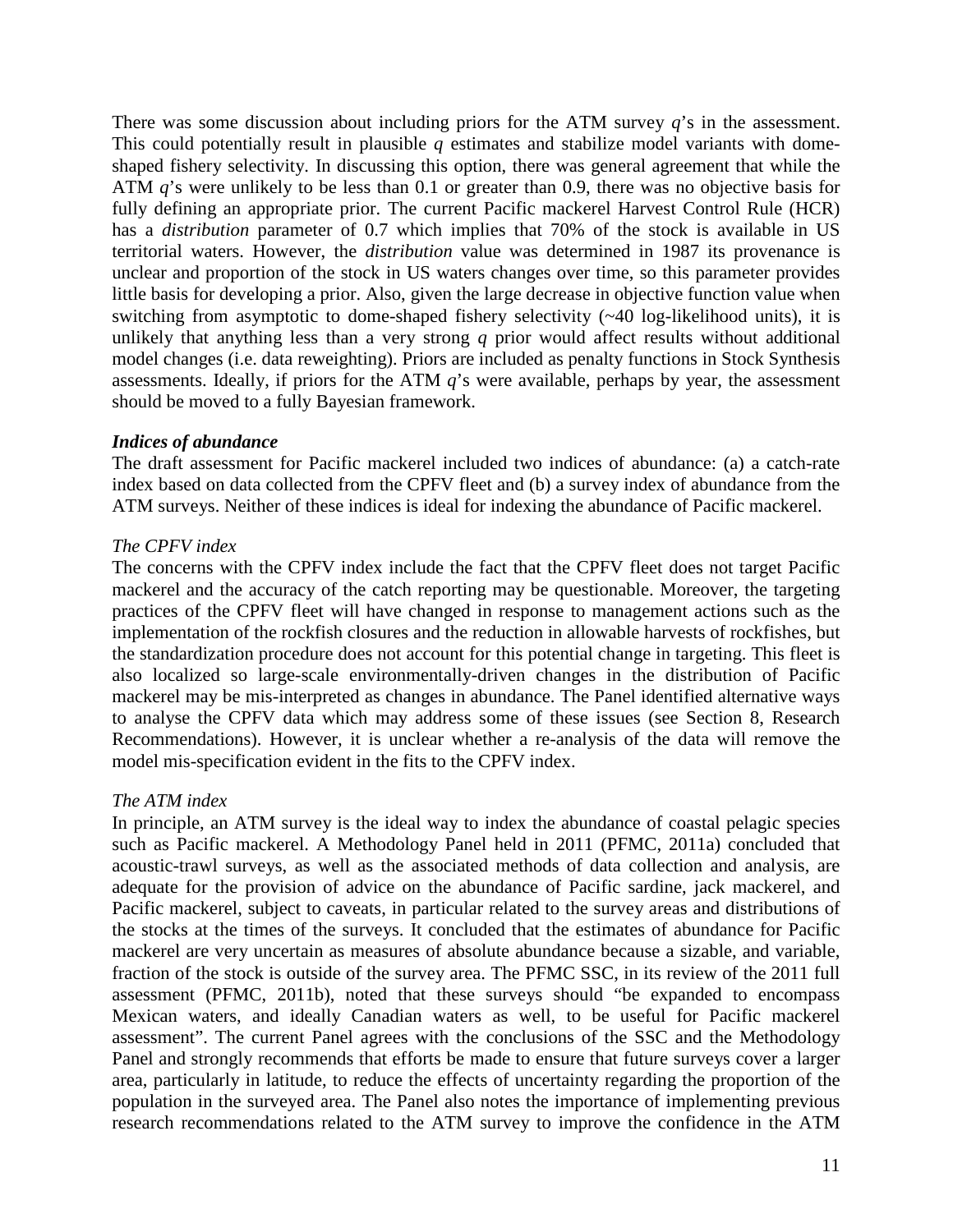There was some discussion about including priors for the ATM survey $q$'s in the assessment. This could potentially result in plausible $q$ estimates and stabilize model variants with dome-shaped fishery selectivity. In discussing this option, there was general agreement that while the ATM $q$'s were unlikely to be less than 0.1 or greater than 0.9, there was no objective basis for fully defining an appropriate prior. The current Pacific mackerel Harvest Control Rule (HCR) has a *distribution* parameter of 0.7 which implies that 70% of the stock is available in US territorial waters. However, the *distribution* value was determined in 1987 its provenance is unclear and proportion of the stock in US waters changes over time, so this parameter provides little basis for developing a prior. Also, given the large decrease in objective function value when switching from asymptotic to dome-shaped fishery selectivity (~40 log-likelihood units), it is unlikely that anything less than a very strong $q$ prior would affect results without additional model changes (i.e. data reweighting). Priors are included as penalty functions in Stock Synthesis assessments. Ideally, if priors for the ATM $q$'s were available, perhaps by year, the assessment should be moved to a fully Bayesian framework.

### *Indices of abundance*

The draft assessment for Pacific mackerel included two indices of abundance: (a) a catch-rate index based on data collected from the CPFV fleet and (b) a survey index of abundance from the ATM surveys. Neither of these indices is ideal for indexing the abundance of Pacific mackerel.

#### *The CPFV index*

The concerns with the CPFV index include the fact that the CPFV fleet does not target Pacific mackerel and the accuracy of the catch reporting may be questionable. Moreover, the targeting practices of the CPFV fleet will have changed in response to management actions such as the implementation of the rockfish closures and the reduction in allowable harvests of rockfishes, but the standardization procedure does not account for this potential change in targeting. This fleet is also localized so large-scale environmentally-driven changes in the distribution of Pacific mackerel may be mis-interpreted as changes in abundance. The Panel identified alternative ways to analyse the CPFV data which may address some of these issues (see Section 8, Research Recommendations). However, it is unclear whether a re-analysis of the data will remove the model mis-specification evident in the fits to the CPFV index.

#### *The ATM index*

In principle, an ATM survey is the ideal way to index the abundance of coastal pelagic species such as Pacific mackerel. A Methodology Panel held in 2011 (PFMC, 2011a) concluded that acoustic-trawl surveys, as well as the associated methods of data collection and analysis, are adequate for the provision of advice on the abundance of Pacific sardine, jack mackerel, and Pacific mackerel, subject to caveats, in particular related to the survey areas and distributions of the stocks at the times of the surveys. It concluded that the estimates of abundance for Pacific mackerel are very uncertain as measures of absolute abundance because a sizable, and variable, fraction of the stock is outside of the survey area. The PFMC SSC, in its review of the 2011 full assessment (PFMC, 2011b), noted that these surveys should "be expanded to encompass Mexican waters, and ideally Canadian waters as well, to be useful for Pacific mackerel assessment". The current Panel agrees with the conclusions of the SSC and the Methodology Panel and strongly recommends that efforts be made to ensure that future surveys cover a larger area, particularly in latitude, to reduce the effects of uncertainty regarding the proportion of the population in the surveyed area. The Panel also notes the importance of implementing previous research recommendations related to the ATM survey to improve the confidence in the ATM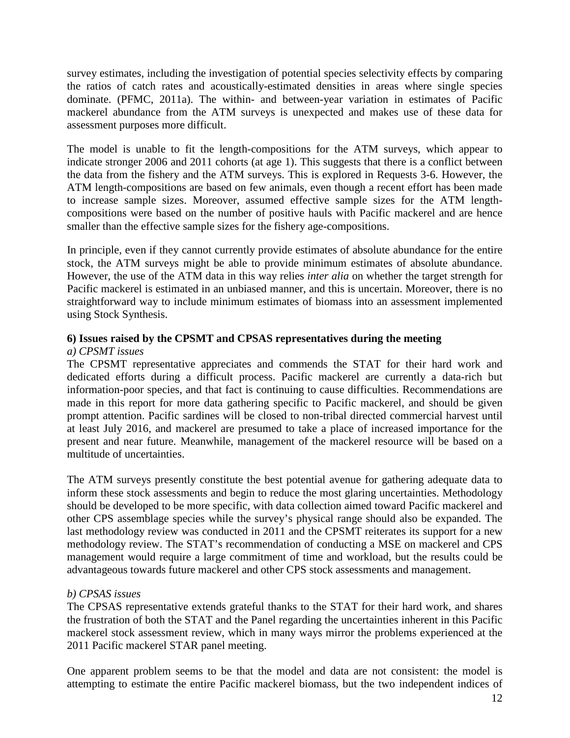survey estimates, including the investigation of potential species selectivity effects by comparing the ratios of catch rates and acoustically-estimated densities in areas where single species dominate. (PFMC, 2011a). The within- and between-year variation in estimates of Pacific mackerel abundance from the ATM surveys is unexpected and makes use of these data for assessment purposes more difficult.

The model is unable to fit the length-compositions for the ATM surveys, which appear to indicate stronger 2006 and 2011 cohorts (at age 1). This suggests that there is a conflict between the data from the fishery and the ATM surveys. This is explored in Requests 3-6. However, the ATM length-compositions are based on few animals, even though a recent effort has been made to increase sample sizes. Moreover, assumed effective sample sizes for the ATM length-compositions were based on the number of positive hauls with Pacific mackerel and are hence smaller than the effective sample sizes for the fishery age-compositions.

In principle, even if they cannot currently provide estimates of absolute abundance for the entire stock, the ATM surveys might be able to provide minimum estimates of absolute abundance. However, the use of the ATM data in this way relies *inter alia* on whether the target strength for Pacific mackerel is estimated in an unbiased manner, and this is uncertain. Moreover, there is no straightforward way to include minimum estimates of biomass into an assessment implemented using Stock Synthesis.

## 6) Issues raised by the CPSMT and CPSAS representatives during the meeting

### *a) CPSMT issues*

The CPSMT representative appreciates and commends the STAT for their hard work and dedicated efforts during a difficult process. Pacific mackerel are currently a data-rich but information-poor species, and that fact is continuing to cause difficulties. Recommendations are made in this report for more data gathering specific to Pacific mackerel, and should be given prompt attention. Pacific sardines will be closed to non-tribal directed commercial harvest until at least July 2016, and mackerel are presumed to take a place of increased importance for the present and near future. Meanwhile, management of the mackerel resource will be based on a multitude of uncertainties.

The ATM surveys presently constitute the best potential avenue for gathering adequate data to inform these stock assessments and begin to reduce the most glaring uncertainties. Methodology should be developed to be more specific, with data collection aimed toward Pacific mackerel and other CPS assemblage species while the survey's physical range should also be expanded. The last methodology review was conducted in 2011 and the CPSMT reiterates its support for a new methodology review. The STAT's recommendation of conducting a MSE on mackerel and CPS management would require a large commitment of time and workload, but the results could be advantageous towards future mackerel and other CPS stock assessments and management.

### *b) CPSAS issues*

The CPSAS representative extends grateful thanks to the STAT for their hard work, and shares the frustration of both the STAT and the Panel regarding the uncertainties inherent in this Pacific mackerel stock assessment review, which in many ways mirror the problems experienced at the 2011 Pacific mackerel STAR panel meeting.

One apparent problem seems to be that the model and data are not consistent: the model is attempting to estimate the entire Pacific mackerel biomass, but the two independent indices of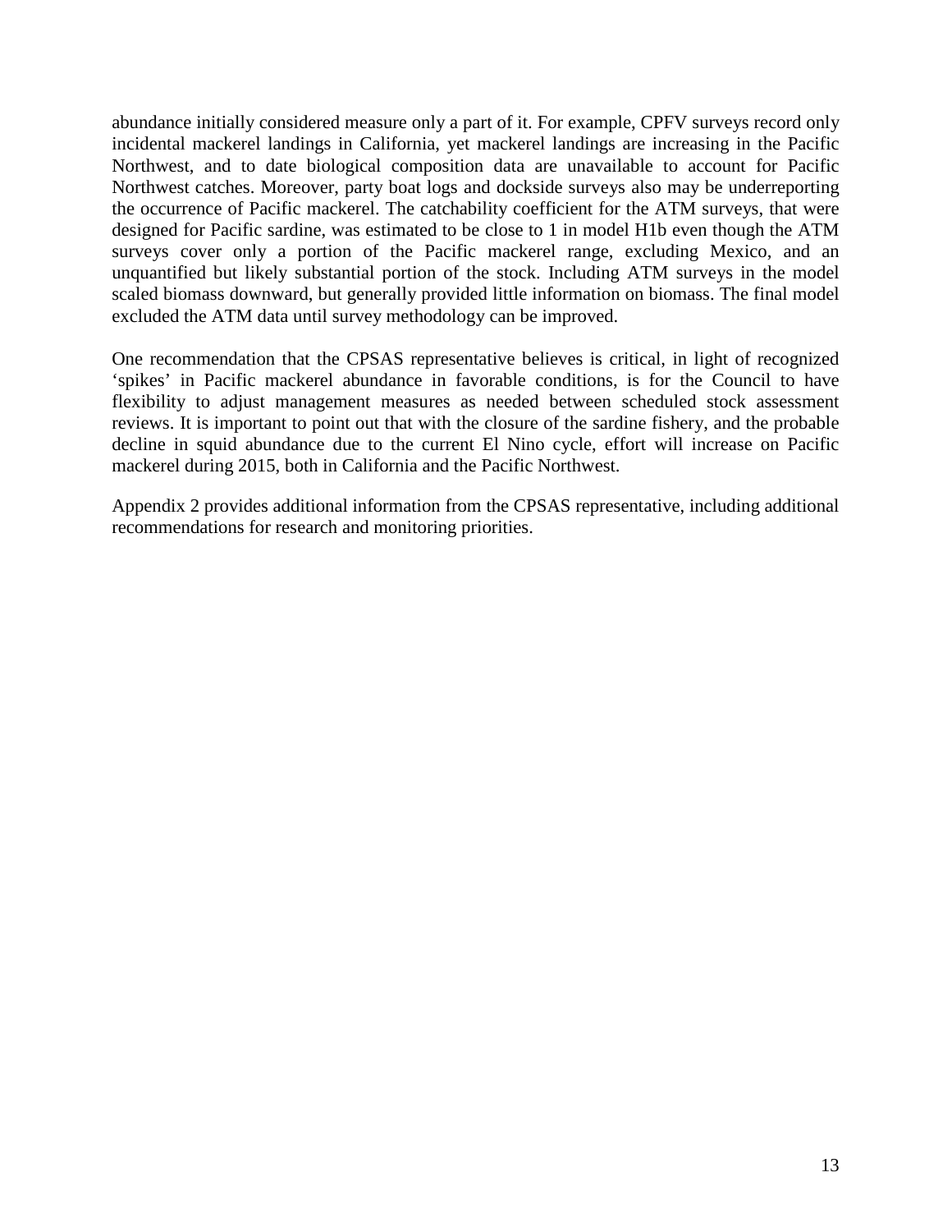abundance initially considered measure only a part of it. For example, CPFV surveys record only incidental mackerel landings in California, yet mackerel landings are increasing in the Pacific Northwest, and to date biological composition data are unavailable to account for Pacific Northwest catches. Moreover, party boat logs and dockside surveys also may be underreporting the occurrence of Pacific mackerel. The catchability coefficient for the ATM surveys, that were designed for Pacific sardine, was estimated to be close to 1 in model H1b even though the ATM surveys cover only a portion of the Pacific mackerel range, excluding Mexico, and an unquantified but likely substantial portion of the stock. Including ATM surveys in the model scaled biomass downward, but generally provided little information on biomass. The final model excluded the ATM data until survey methodology can be improved.

One recommendation that the CPSAS representative believes is critical, in light of recognized 'spikes' in Pacific mackerel abundance in favorable conditions, is for the Council to have flexibility to adjust management measures as needed between scheduled stock assessment reviews. It is important to point out that with the closure of the sardine fishery, and the probable decline in squid abundance due to the current El Nino cycle, effort will increase on Pacific mackerel during 2015, both in California and the Pacific Northwest.

Appendix 2 provides additional information from the CPSAS representative, including additional recommendations for research and monitoring priorities.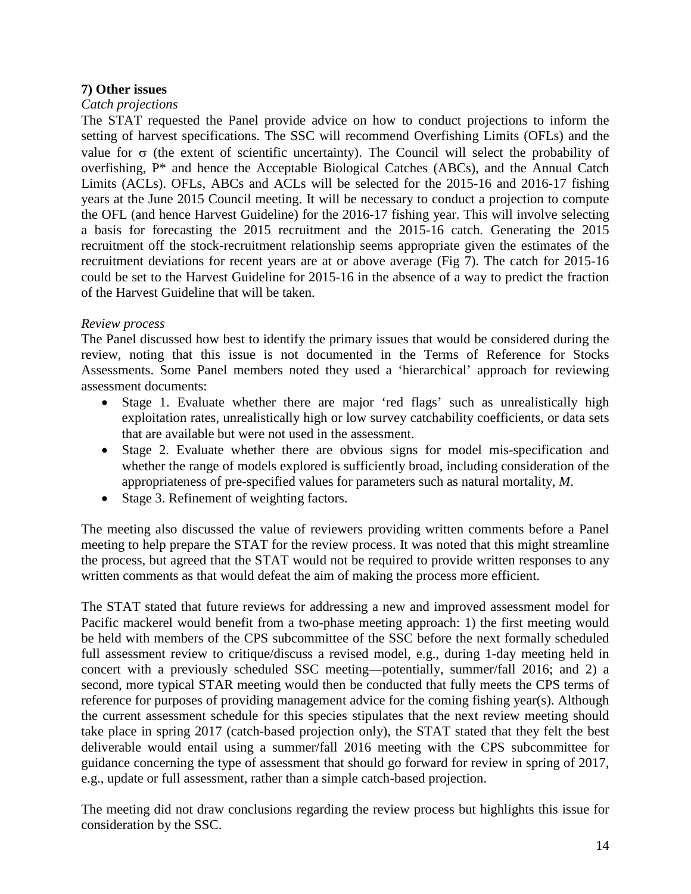**7) Other issues**

*Catch projections*

The STAT requested the Panel provide advice on how to conduct projections to inform the setting of harvest specifications. The SSC will recommend Overfishing Limits (OFLs) and the value for $\sigma$ (the extent of scientific uncertainty). The Council will select the probability of overfishing, P* and hence the Acceptable Biological Catches (ABCs), and the Annual Catch Limits (ACLs). OFLs, ABCs and ACLs will be selected for the 2015-16 and 2016-17 fishing years at the June 2015 Council meeting. It will be necessary to conduct a projection to compute the OFL (and hence Harvest Guideline) for the 2016-17 fishing year. This will involve selecting a basis for forecasting the 2015 recruitment and the 2015-16 catch. Generating the 2015 recruitment off the stock-recruitment relationship seems appropriate given the estimates of the recruitment deviations for recent years are at or above average (Fig 7). The catch for 2015-16 could be set to the Harvest Guideline for 2015-16 in the absence of a way to predict the fraction of the Harvest Guideline that will be taken.

*Review process*

The Panel discussed how best to identify the primary issues that would be considered during the review, noting that this issue is not documented in the Terms of Reference for Stocks Assessments. Some Panel members noted they used a 'hierarchical' approach for reviewing assessment documents:

- Stage 1. Evaluate whether there are major 'red flags' such as unrealistically high exploitation rates, unrealistically high or low survey catchability coefficients, or data sets that are available but were not used in the assessment.
- Stage 2. Evaluate whether there are obvious signs for model mis-specification and whether the range of models explored is sufficiently broad, including consideration of the appropriateness of pre-specified values for parameters such as natural mortality, *M*.
- Stage 3. Refinement of weighting factors.

The meeting also discussed the value of reviewers providing written comments before a Panel meeting to help prepare the STAT for the review process. It was noted that this might streamline the process, but agreed that the STAT would not be required to provide written responses to any written comments as that would defeat the aim of making the process more efficient.

The STAT stated that future reviews for addressing a new and improved assessment model for Pacific mackerel would benefit from a two-phase meeting approach: 1) the first meeting would be held with members of the CPS subcommittee of the SSC before the next formally scheduled full assessment review to critique/discuss a revised model, e.g., during 1-day meeting held in concert with a previously scheduled SSC meeting—potentially, summer/fall 2016; and 2) a second, more typical STAR meeting would then be conducted that fully meets the CPS terms of reference for purposes of providing management advice for the coming fishing year(s). Although the current assessment schedule for this species stipulates that the next review meeting should take place in spring 2017 (catch-based projection only), the STAT stated that they felt the best deliverable would entail using a summer/fall 2016 meeting with the CPS subcommittee for guidance concerning the type of assessment that should go forward for review in spring of 2017, e.g., update or full assessment, rather than a simple catch-based projection.

The meeting did not draw conclusions regarding the review process but highlights this issue for consideration by the SSC.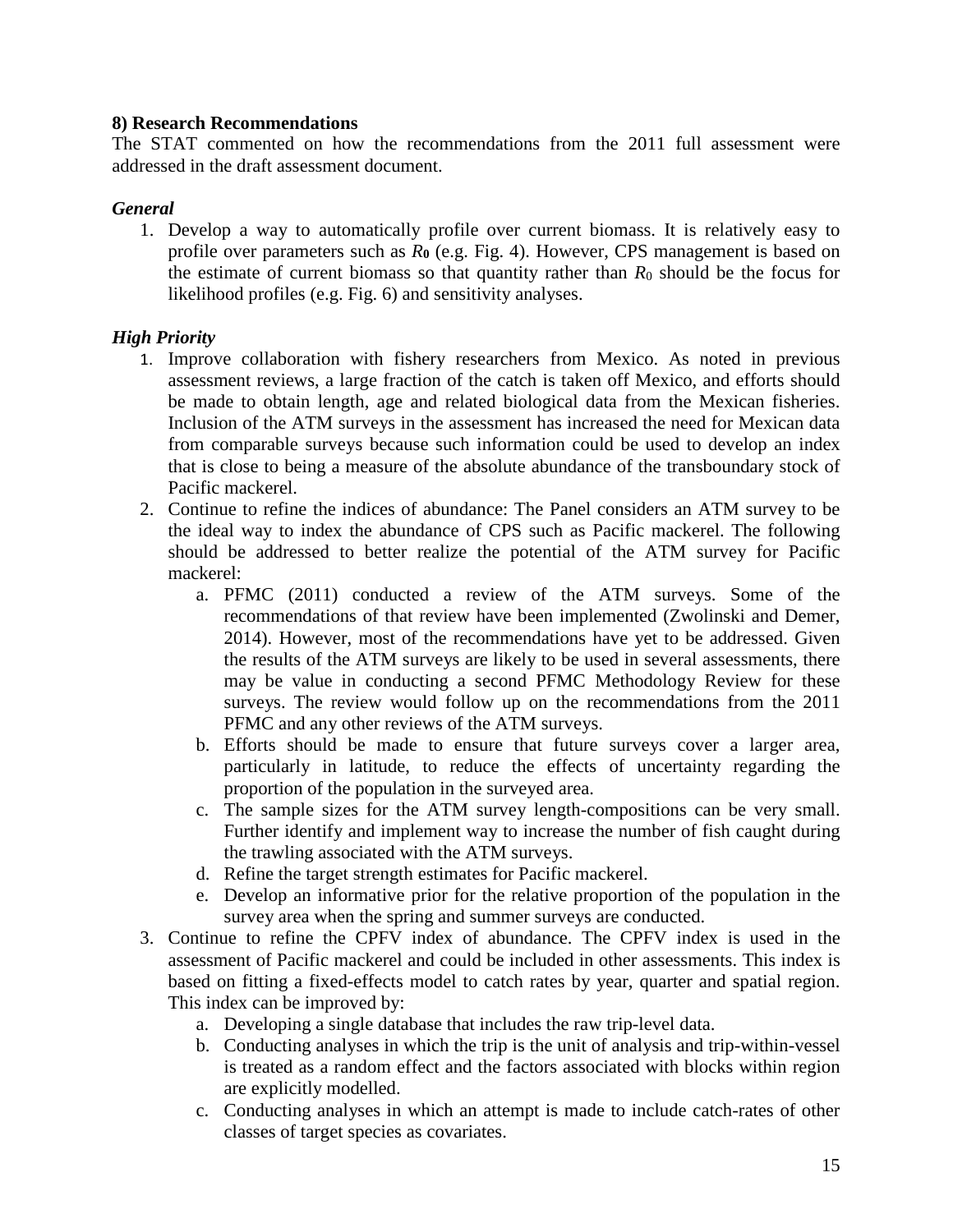**8) Research Recommendations**

The STAT commented on how the recommendations from the 2011 full assessment were addressed in the draft assessment document.

***General***

1. Develop a way to automatically profile over current biomass. It is relatively easy to profile over parameters such as $R_0$ (e.g. Fig. 4). However, CPS management is based on the estimate of current biomass so that quantity rather than $R_0$ should be the focus for likelihood profiles (e.g. Fig. 6) and sensitivity analyses.

***High Priority***

1. Improve collaboration with fishery researchers from Mexico. As noted in previous assessment reviews, a large fraction of the catch is taken off Mexico, and efforts should be made to obtain length, age and related biological data from the Mexican fisheries. Inclusion of the ATM surveys in the assessment has increased the need for Mexican data from comparable surveys because such information could be used to develop an index that is close to being a measure of the absolute abundance of the transboundary stock of Pacific mackerel.
2. Continue to refine the indices of abundance: The Panel considers an ATM survey to be the ideal way to index the abundance of CPS such as Pacific mackerel. The following should be addressed to better realize the potential of the ATM survey for Pacific mackerel:
   a. PFMC (2011) conducted a review of the ATM surveys. Some of the recommendations of that review have been implemented (Zwolinski and Demer, 2014). However, most of the recommendations have yet to be addressed. Given the results of the ATM surveys are likely to be used in several assessments, there may be value in conducting a second PFMC Methodology Review for these surveys. The review would follow up on the recommendations from the 2011 PFMC and any other reviews of the ATM surveys.
   b. Efforts should be made to ensure that future surveys cover a larger area, particularly in latitude, to reduce the effects of uncertainty regarding the proportion of the population in the surveyed area.
   c. The sample sizes for the ATM survey length-compositions can be very small. Further identify and implement way to increase the number of fish caught during the trawling associated with the ATM surveys.
   d. Refine the target strength estimates for Pacific mackerel.
   e. Develop an informative prior for the relative proportion of the population in the survey area when the spring and summer surveys are conducted.
3. Continue to refine the CPFV index of abundance. The CPFV index is used in the assessment of Pacific mackerel and could be included in other assessments. This index is based on fitting a fixed-effects model to catch rates by year, quarter and spatial region. This index can be improved by:
   a. Developing a single database that includes the raw trip-level data.
   b. Conducting analyses in which the trip is the unit of analysis and trip-within-vessel is treated as a random effect and the factors associated with blocks within region are explicitly modelled.
   c. Conducting analyses in which an attempt is made to include catch-rates of other classes of target species as covariates.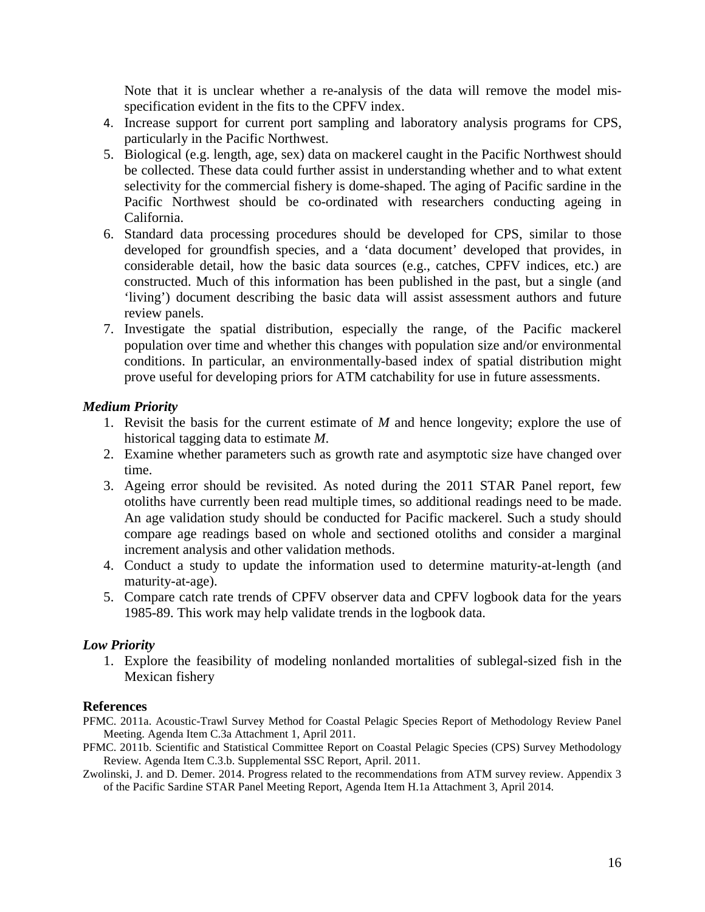Note that it is unclear whether a re-analysis of the data will remove the model mis-specification evident in the fits to the CPFV index.

4. Increase support for current port sampling and laboratory analysis programs for CPS, particularly in the Pacific Northwest.
5. Biological (e.g. length, age, sex) data on mackerel caught in the Pacific Northwest should be collected. These data could further assist in understanding whether and to what extent selectivity for the commercial fishery is dome-shaped. The aging of Pacific sardine in the Pacific Northwest should be co-ordinated with researchers conducting ageing in California.
6. Standard data processing procedures should be developed for CPS, similar to those developed for groundfish species, and a 'data document' developed that provides, in considerable detail, how the basic data sources (e.g., catches, CPFV indices, etc.) are constructed. Much of this information has been published in the past, but a single (and 'living') document describing the basic data will assist assessment authors and future review panels.
7. Investigate the spatial distribution, especially the range, of the Pacific mackerel population over time and whether this changes with population size and/or environmental conditions. In particular, an environmentally-based index of spatial distribution might prove useful for developing priors for ATM catchability for use in future assessments.

### *Medium Priority*

1. Revisit the basis for the current estimate of $M$ and hence longevity; explore the use of historical tagging data to estimate $M$.
2. Examine whether parameters such as growth rate and asymptotic size have changed over time.
3. Ageing error should be revisited. As noted during the 2011 STAR Panel report, few otoliths have currently been read multiple times, so additional readings need to be made. An age validation study should be conducted for Pacific mackerel. Such a study should compare age readings based on whole and sectioned otoliths and consider a marginal increment analysis and other validation methods.
4. Conduct a study to update the information used to determine maturity-at-length (and maturity-at-age).
5. Compare catch rate trends of CPFV observer data and CPFV logbook data for the years 1985-89. This work may help validate trends in the logbook data.

### *Low Priority*

1. Explore the feasibility of modeling nonlanded mortalities of sublegal-sized fish in the Mexican fishery

## References

PFMC. 2011a. Acoustic-Trawl Survey Method for Coastal Pelagic Species Report of Methodology Review Panel Meeting. Agenda Item C.3a Attachment 1, April 2011.

PFMC. 2011b. Scientific and Statistical Committee Report on Coastal Pelagic Species (CPS) Survey Methodology Review. Agenda Item C.3.b. Supplemental SSC Report, April. 2011.

Zwolinski, J. and D. Demer. 2014. Progress related to the recommendations from ATM survey review. Appendix 3 of the Pacific Sardine STAR Panel Meeting Report, Agenda Item H.1a Attachment 3, April 2014.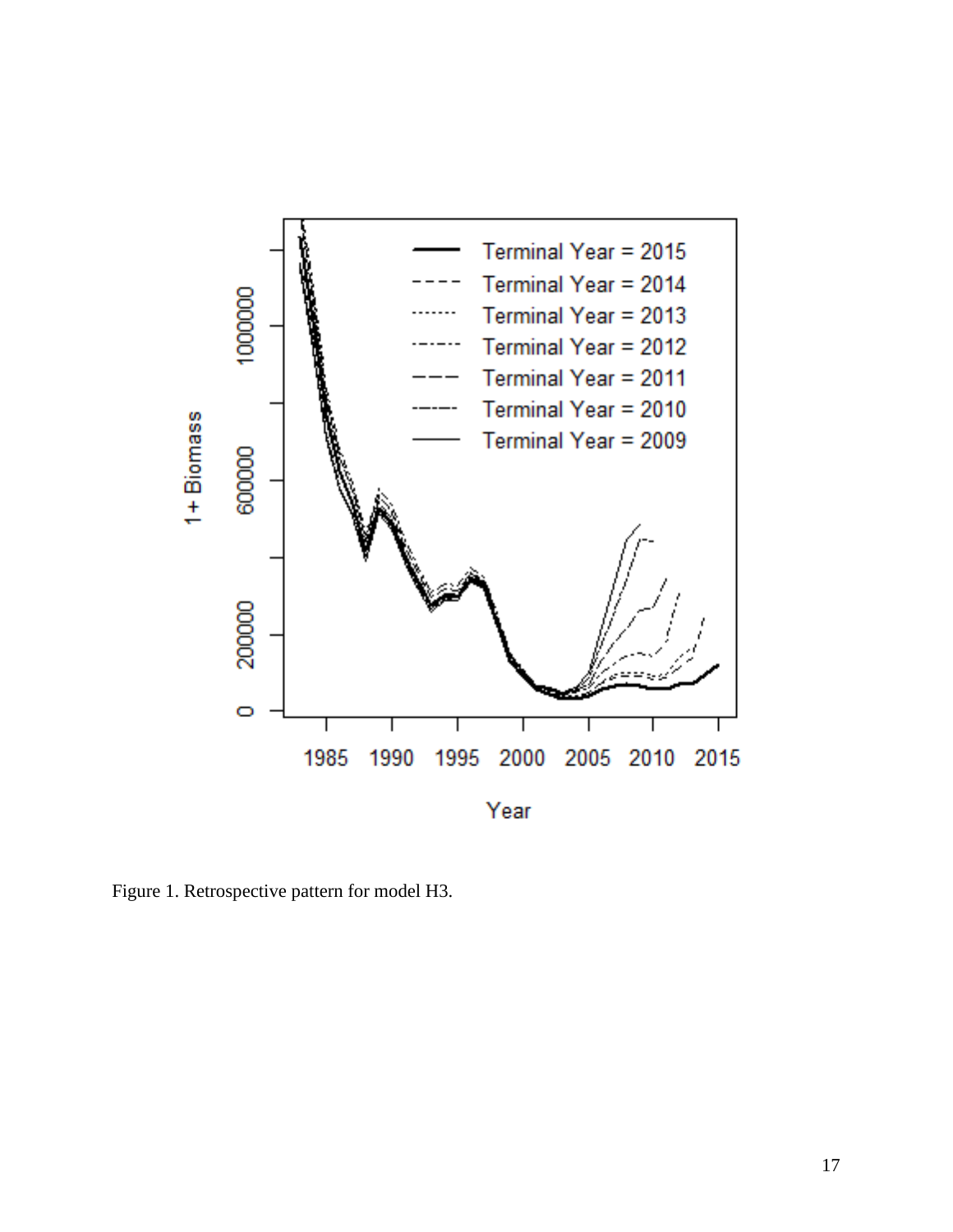Figure 1. Retrospective pattern for model H3.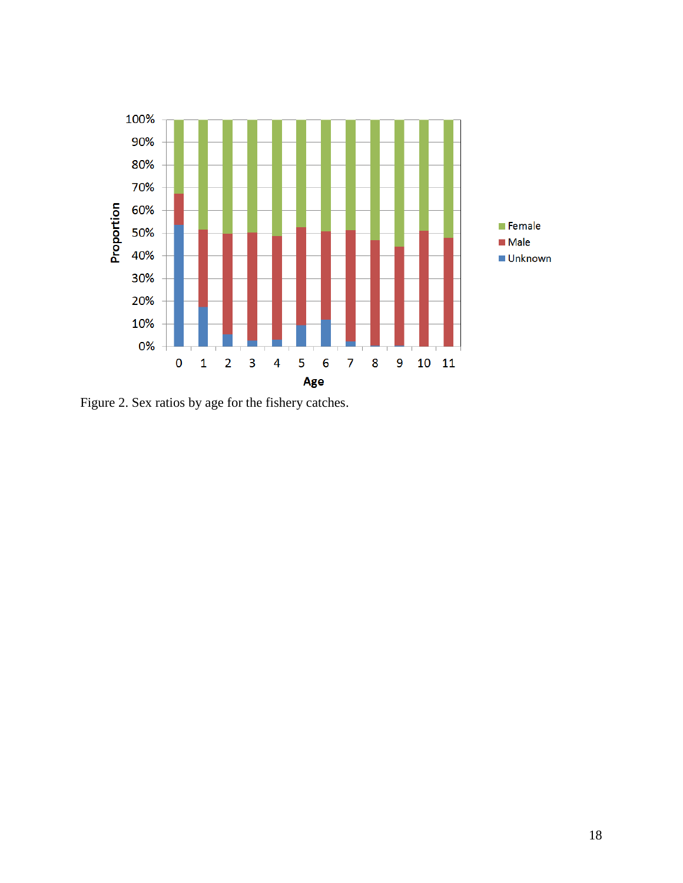Figure 2. Sex ratios by age for the fishery catches.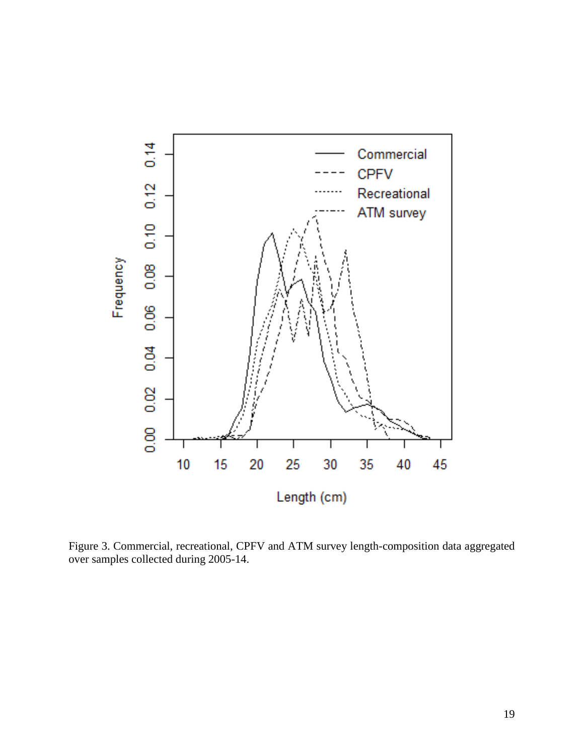Figure 3. Commercial, recreational, CPFV and ATM survey length-composition data aggregated over samples collected during 2005-14.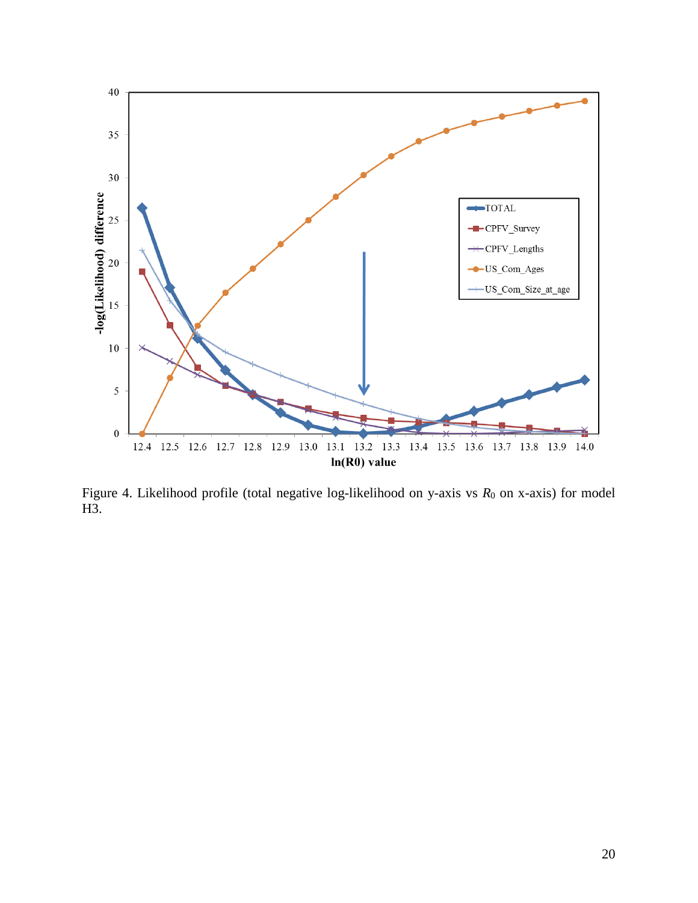Figure 4. Likelihood profile (total negative log-likelihood on y-axis vs $R_0$ on x-axis) for model H3.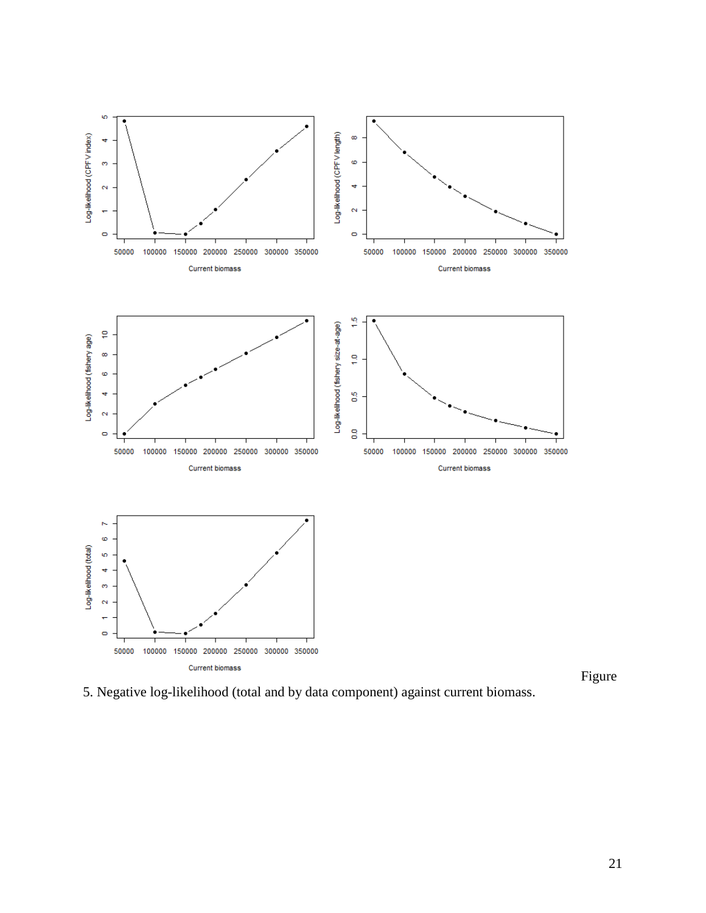Figure 5. Negative log-likelihood (total and by data component) against current biomass.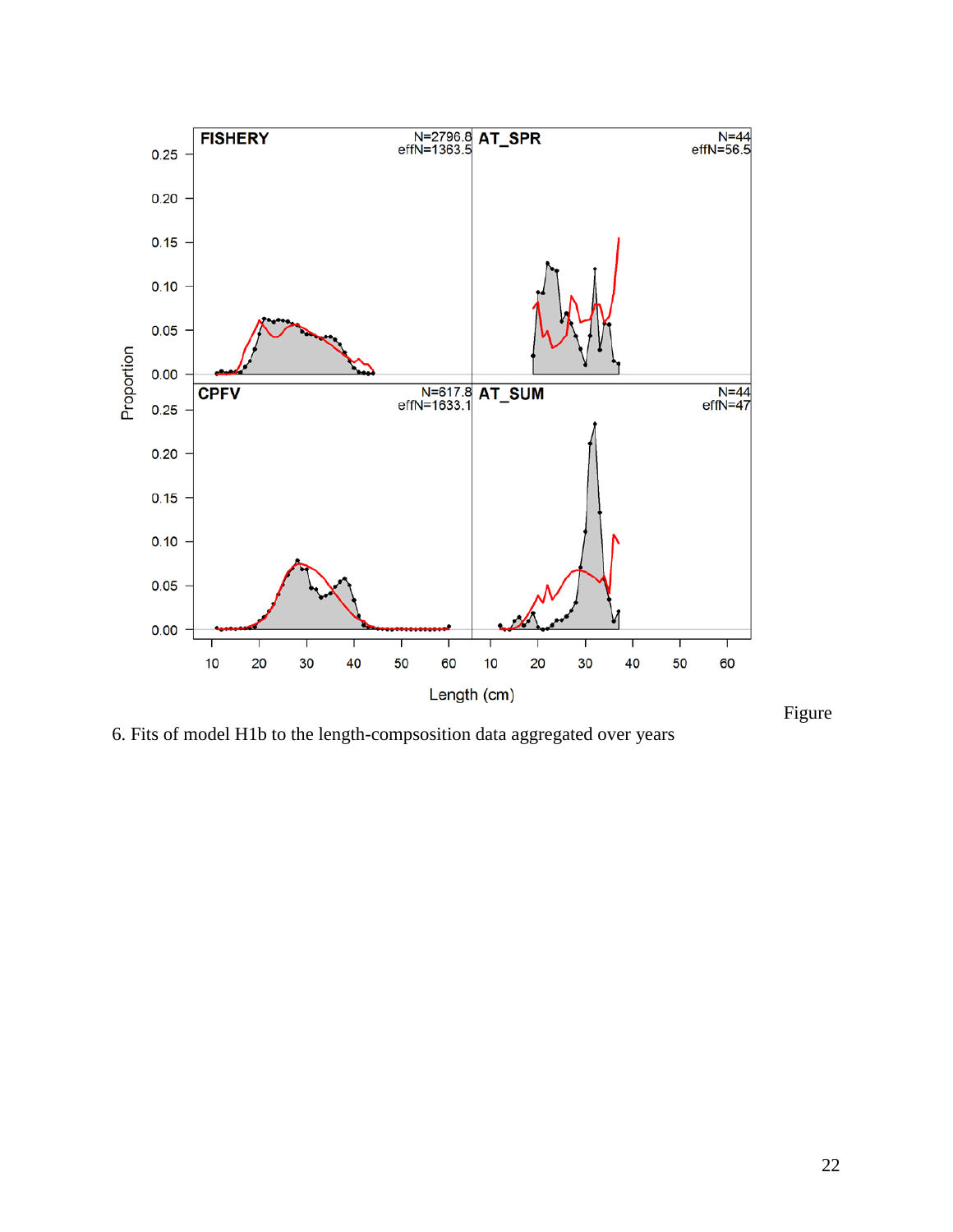Figure 6. Fits of model H1b to the length-compsosition data aggregated over years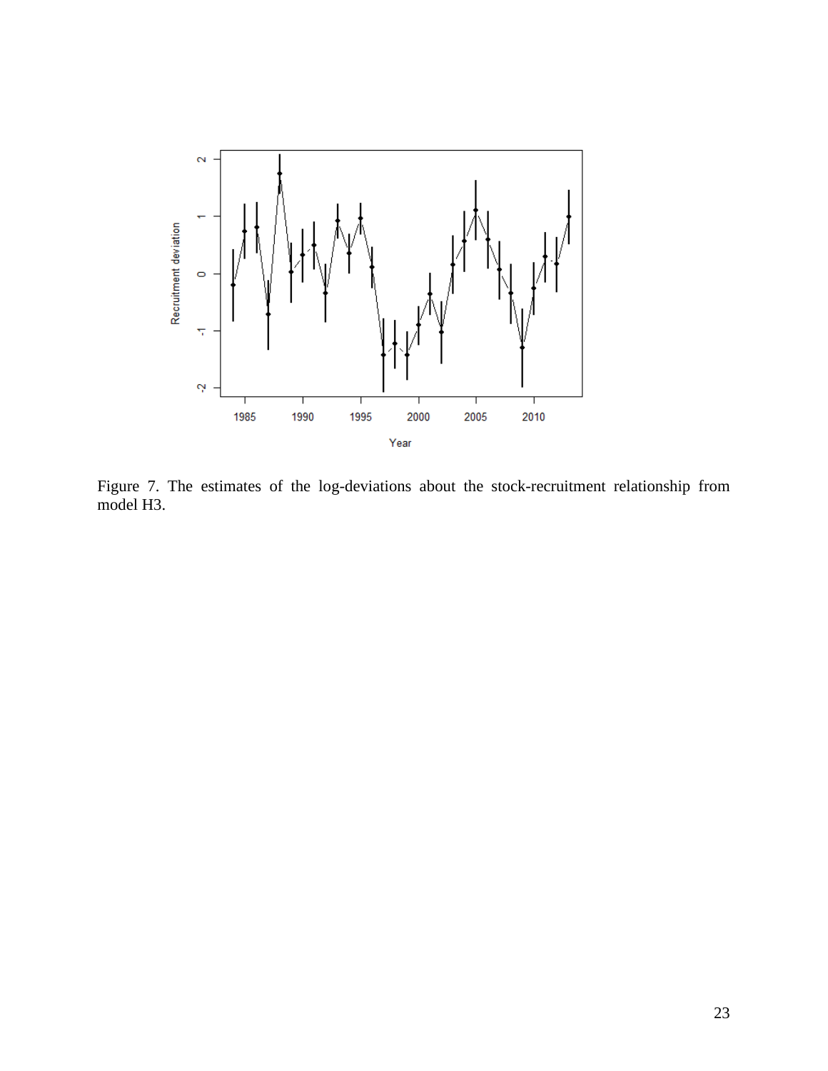Figure 7. The estimates of the log-deviations about the stock-recruitment relationship from model H3.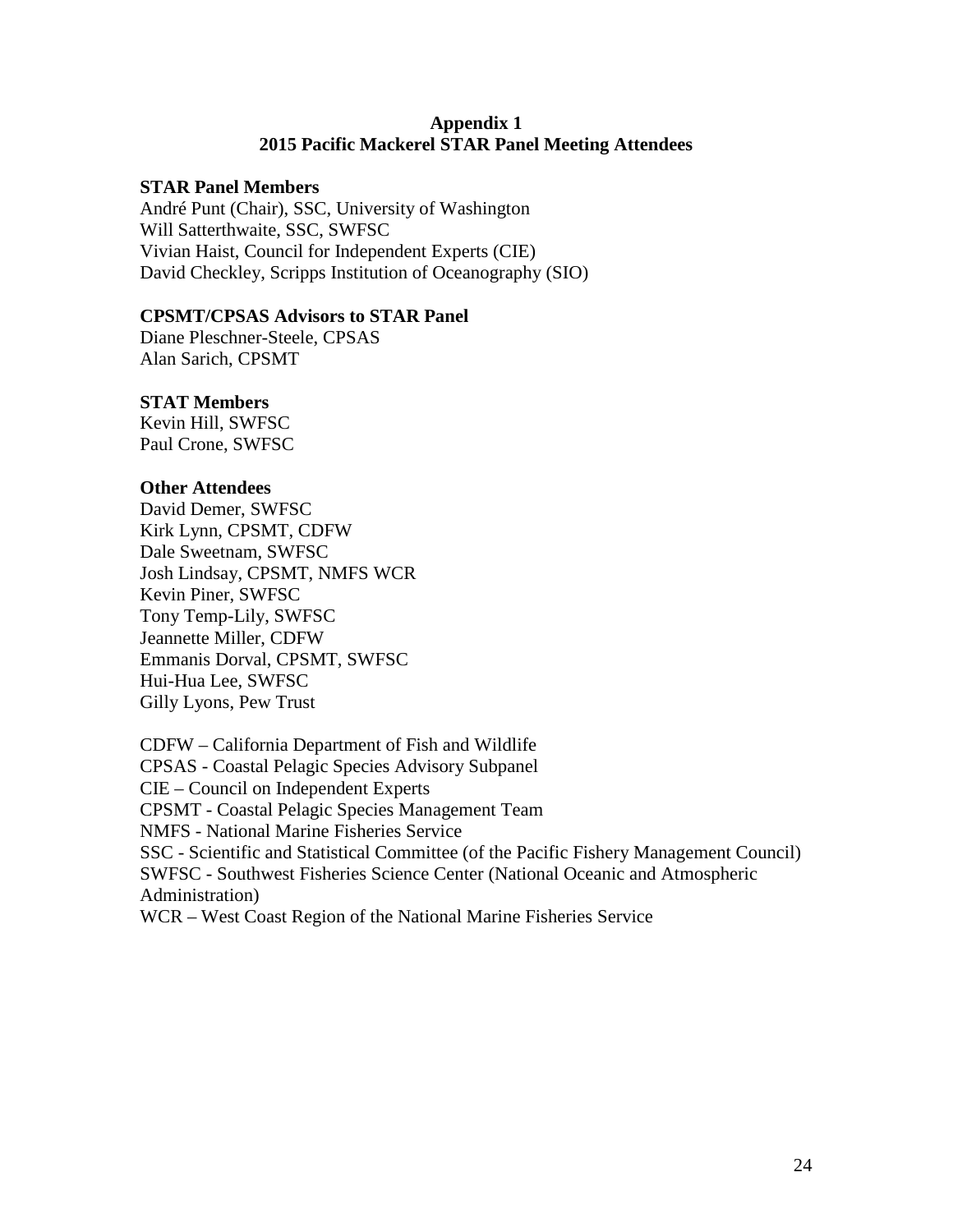# Appendix 1
## 2015 Pacific Mackerel STAR Panel Meeting Attendees

**STAR Panel Members**

André Punt (Chair), SSC, University of Washington
Will Satterthwaite, SSC, SWFSC
Vivian Haist, Council for Independent Experts (CIE)
David Checkley, Scripps Institution of Oceanography (SIO)

**CPSMT/CPSAS Advisors to STAR Panel**

Diane Pleschner-Steele, CPSAS
Alan Sarich, CPSMT

**STAT Members**

Kevin Hill, SWFSC
Paul Crone, SWFSC

**Other Attendees**

David Demer, SWFSC
Kirk Lynn, CPSMT, CDFW
Dale Sweetnam, SWFSC
Josh Lindsay, CPSMT, NMFS WCR
Kevin Piner, SWFSC
Tony Temp-Lily, SWFSC
Jeannette Miller, CDFW
Emmanis Dorval, CPSMT, SWFSC
Hui-Hua Lee, SWFSC
Gilly Lyons, Pew Trust

CDFW – California Department of Fish and Wildlife
CPSAS - Coastal Pelagic Species Advisory Subpanel
CIE – Council on Independent Experts
CPSMT - Coastal Pelagic Species Management Team
NMFS - National Marine Fisheries Service
SSC - Scientific and Statistical Committee (of the Pacific Fishery Management Council)
SWFSC - Southwest Fisheries Science Center (National Oceanic and Atmospheric Administration)
WCR – West Coast Region of the National Marine Fisheries Service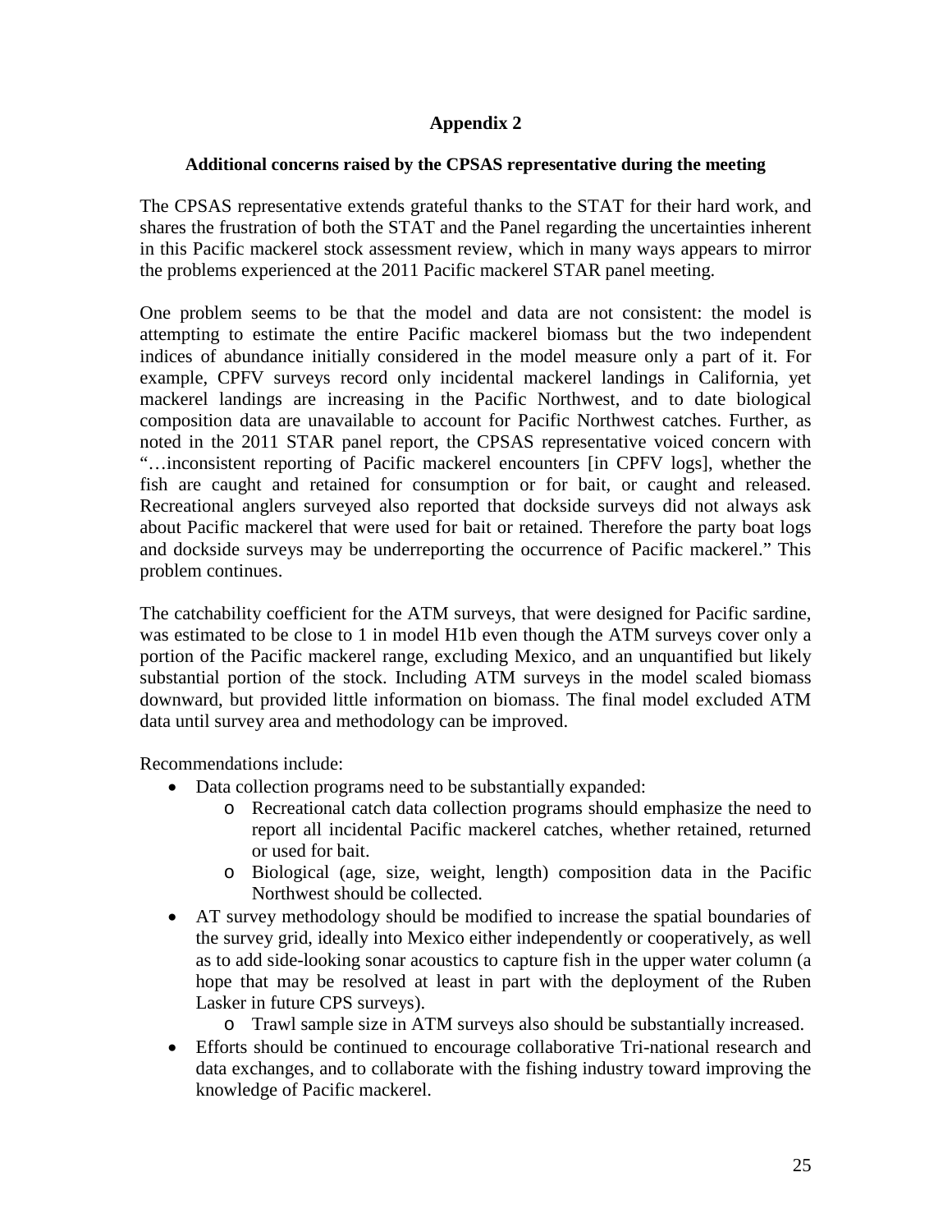## Appendix 2

### Additional concerns raised by the CPSAS representative during the meeting

The CPSAS representative extends grateful thanks to the STAT for their hard work, and shares the frustration of both the STAT and the Panel regarding the uncertainties inherent in this Pacific mackerel stock assessment review, which in many ways appears to mirror the problems experienced at the 2011 Pacific mackerel STAR panel meeting.

One problem seems to be that the model and data are not consistent: the model is attempting to estimate the entire Pacific mackerel biomass but the two independent indices of abundance initially considered in the model measure only a part of it. For example, CPFV surveys record only incidental mackerel landings in California, yet mackerel landings are increasing in the Pacific Northwest, and to date biological composition data are unavailable to account for Pacific Northwest catches. Further, as noted in the 2011 STAR panel report, the CPSAS representative voiced concern with "…inconsistent reporting of Pacific mackerel encounters [in CPFV logs], whether the fish are caught and retained for consumption or for bait, or caught and released. Recreational anglers surveyed also reported that dockside surveys did not always ask about Pacific mackerel that were used for bait or retained. Therefore the party boat logs and dockside surveys may be underreporting the occurrence of Pacific mackerel." This problem continues.

The catchability coefficient for the ATM surveys, that were designed for Pacific sardine, was estimated to be close to 1 in model H1b even though the ATM surveys cover only a portion of the Pacific mackerel range, excluding Mexico, and an unquantified but likely substantial portion of the stock. Including ATM surveys in the model scaled biomass downward, but provided little information on biomass. The final model excluded ATM data until survey area and methodology can be improved.

Recommendations include:

- Data collection programs need to be substantially expanded:
  - Recreational catch data collection programs should emphasize the need to report all incidental Pacific mackerel catches, whether retained, returned or used for bait.
  - Biological (age, size, weight, length) composition data in the Pacific Northwest should be collected.
- AT survey methodology should be modified to increase the spatial boundaries of the survey grid, ideally into Mexico either independently or cooperatively, as well as to add side-looking sonar acoustics to capture fish in the upper water column (a hope that may be resolved at least in part with the deployment of the Ruben Lasker in future CPS surveys).
  - Trawl sample size in ATM surveys also should be substantially increased.
- Efforts should be continued to encourage collaborative Tri-national research and data exchanges, and to collaborate with the fishing industry toward improving the knowledge of Pacific mackerel.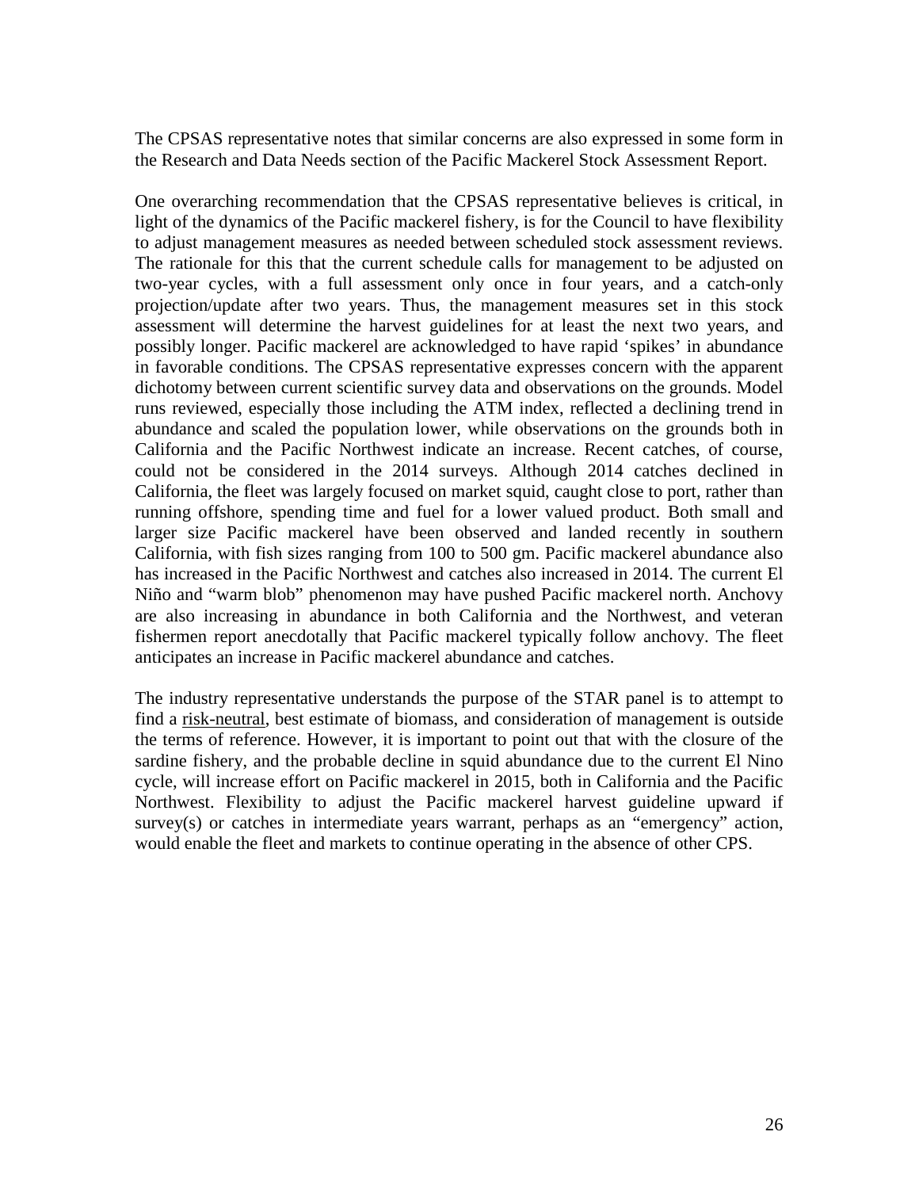The CPSAS representative notes that similar concerns are also expressed in some form in the Research and Data Needs section of the Pacific Mackerel Stock Assessment Report.

One overarching recommendation that the CPSAS representative believes is critical, in light of the dynamics of the Pacific mackerel fishery, is for the Council to have flexibility to adjust management measures as needed between scheduled stock assessment reviews. The rationale for this that the current schedule calls for management to be adjusted on two-year cycles, with a full assessment only once in four years, and a catch-only projection/update after two years. Thus, the management measures set in this stock assessment will determine the harvest guidelines for at least the next two years, and possibly longer. Pacific mackerel are acknowledged to have rapid 'spikes' in abundance in favorable conditions. The CPSAS representative expresses concern with the apparent dichotomy between current scientific survey data and observations on the grounds. Model runs reviewed, especially those including the ATM index, reflected a declining trend in abundance and scaled the population lower, while observations on the grounds both in California and the Pacific Northwest indicate an increase. Recent catches, of course, could not be considered in the 2014 surveys. Although 2014 catches declined in California, the fleet was largely focused on market squid, caught close to port, rather than running offshore, spending time and fuel for a lower valued product. Both small and larger size Pacific mackerel have been observed and landed recently in southern California, with fish sizes ranging from 100 to 500 gm. Pacific mackerel abundance also has increased in the Pacific Northwest and catches also increased in 2014. The current El Niño and "warm blob" phenomenon may have pushed Pacific mackerel north. Anchovy are also increasing in abundance in both California and the Northwest, and veteran fishermen report anecdotally that Pacific mackerel typically follow anchovy. The fleet anticipates an increase in Pacific mackerel abundance and catches.

The industry representative understands the purpose of the STAR panel is to attempt to find a <u>risk-neutral</u>, best estimate of biomass, and consideration of management is outside the terms of reference. However, it is important to point out that with the closure of the sardine fishery, and the probable decline in squid abundance due to the current El Nino cycle, will increase effort on Pacific mackerel in 2015, both in California and the Pacific Northwest. Flexibility to adjust the Pacific mackerel harvest guideline upward if survey(s) or catches in intermediate years warrant, perhaps as an "emergency" action, would enable the fleet and markets to continue operating in the absence of other CPS.